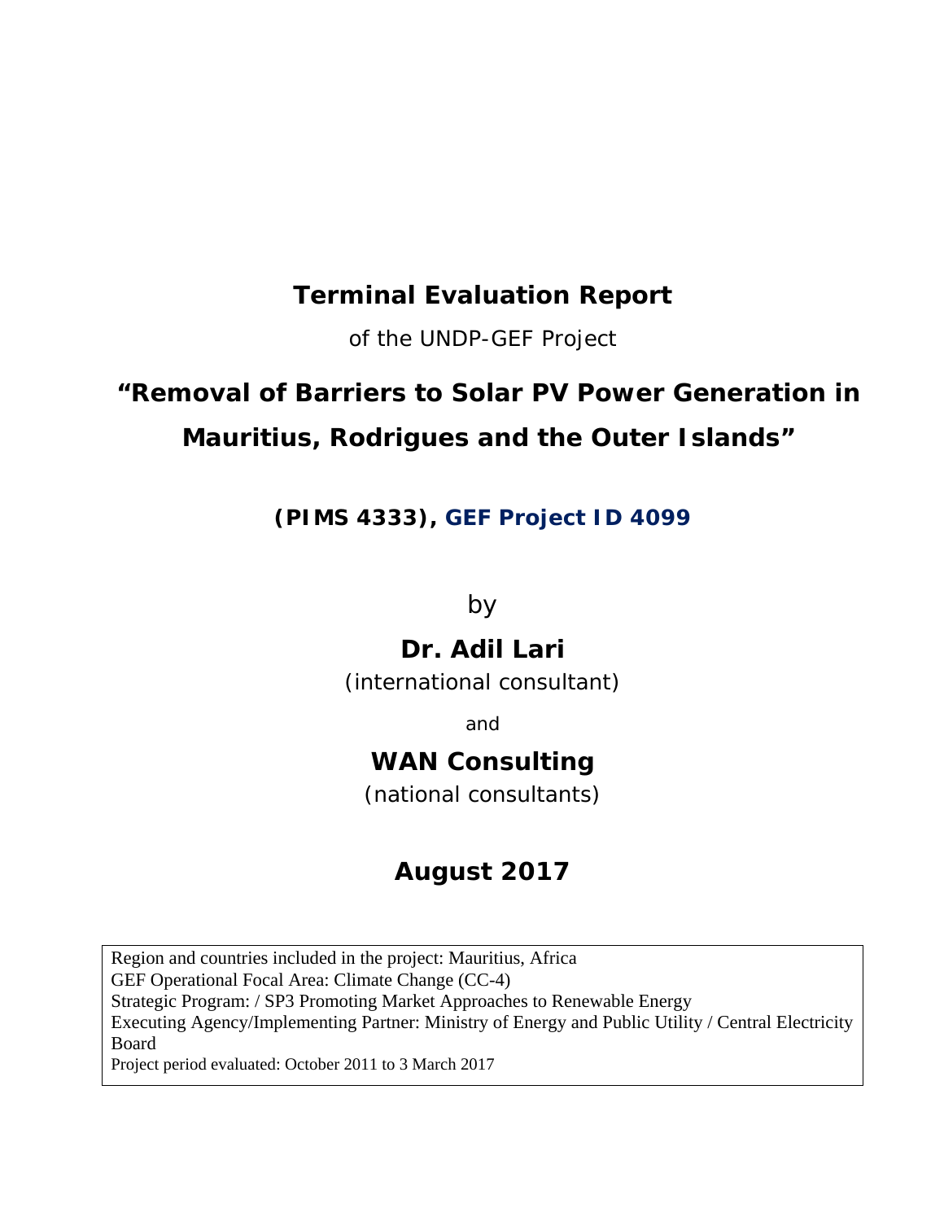# Terminal Evaluation Report

of the UNDP-GEF Project

## "Removal of Barriers to Solar PV Power Generation in Mauritius, Rodrigues and the Outer Islands"

**(PIMS 4333), GEF Project ID 4099**

by

**Dr. Adil Lari**

*(international consultant)*

and

**WAN Consulting**

*(national consultants)*

**August 2017**

Region and countries included in the project: Mauritius, Africa
GEF Operational Focal Area: Climate Change (CC-4)
Strategic Program: / SP3 Promoting Market Approaches to Renewable Energy
Executing Agency/Implementing Partner: Ministry of Energy and Public Utility / Central Electricity Board
Project period evaluated: October 2011 to 3 March 2017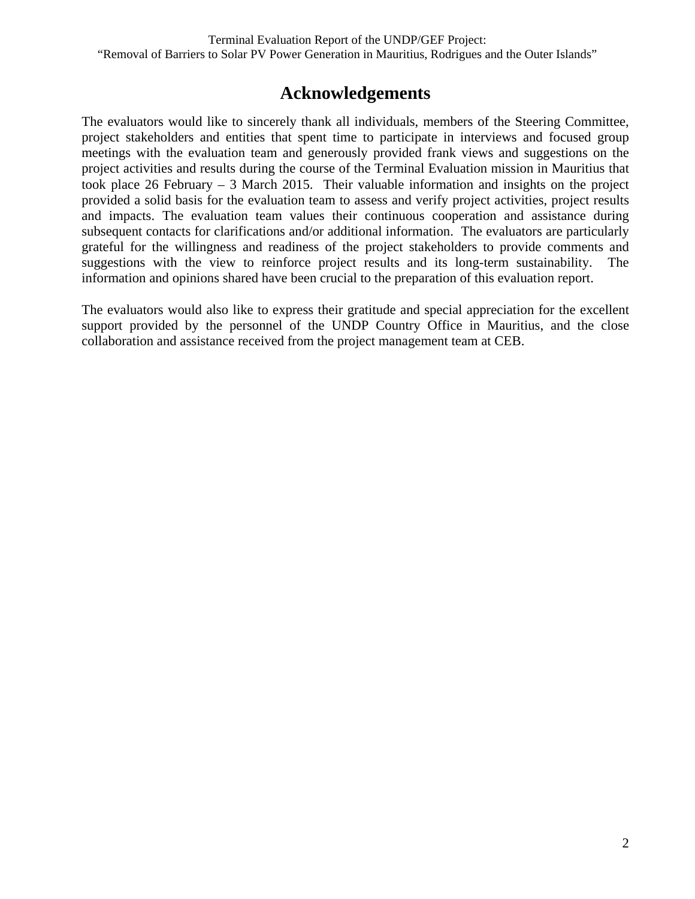# Acknowledgements

The evaluators would like to sincerely thank all individuals, members of the Steering Committee, project stakeholders and entities that spent time to participate in interviews and focused group meetings with the evaluation team and generously provided frank views and suggestions on the project activities and results during the course of the Terminal Evaluation mission in Mauritius that took place 26 February – 3 March 2015. Their valuable information and insights on the project provided a solid basis for the evaluation team to assess and verify project activities, project results and impacts. The evaluation team values their continuous cooperation and assistance during subsequent contacts for clarifications and/or additional information. The evaluators are particularly grateful for the willingness and readiness of the project stakeholders to provide comments and suggestions with the view to reinforce project results and its long-term sustainability. The information and opinions shared have been crucial to the preparation of this evaluation report.

The evaluators would also like to express their gratitude and special appreciation for the excellent support provided by the personnel of the UNDP Country Office in Mauritius, and the close collaboration and assistance received from the project management team at CEB.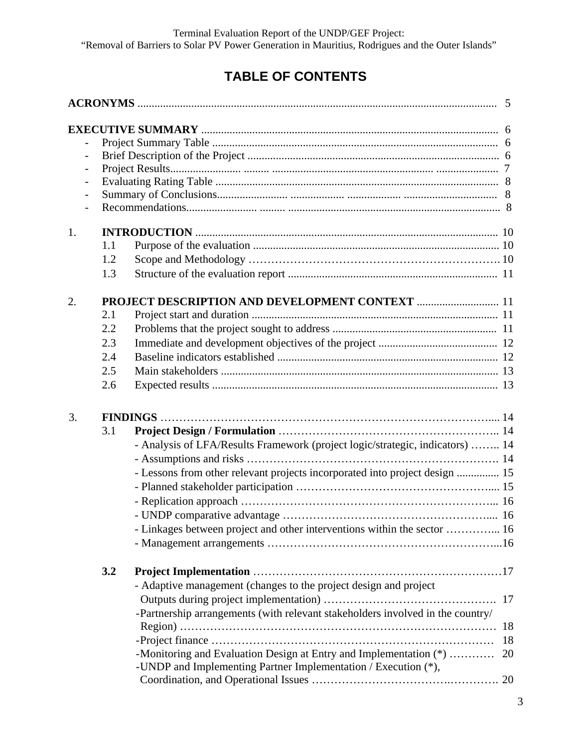# TABLE OF CONTENTS

**ACRONYMS** ............................................................................................................. 5

**EXECUTIVE SUMMARY** ......................................................................................................... 6

- Project Summary Table ..................................................................................................... 6
- Brief Description of the Project ........................................................................................ 6
- Project Results........................ ......... ............................................................... ...................... 7
- Evaluating Rating Table .................................................................................................... 8
- Summary of Conclusions........................ .................... .................... ................................ 8
- Recommendations........................ ......... ........................................................................... 8

1. **INTRODUCTION** .......................................................................................................... 10
   - 1.1 Purpose of the evaluation ...................................................................................... 10
   - 1.2 Scope and Methodology ……………………………………………………….10
   - 1.3 Structure of the evaluation report .......................................................................... 11

2. **PROJECT DESCRIPTION AND DEVELOPMENT CONTEXT** ............................. 11
   - 2.1 Project start and duration ....................................................................................... 11
   - 2.2 Problems that the project sought to address .......................................................... 11
   - 2.3 Immediate and development objectives of the project .......................................... 12
   - 2.4 Baseline indicators established ............................................................................. 12
   - 2.5 Main stakeholders .................................................................................................. 13
   - 2.6 Expected results ..................................................................................................... 13

3. **FINDINGS** ……………………………………………………………………………..... 14
   - 3.1 **Project Design / Formulation** ………………………………………………….. 14
     - Analysis of LFA/Results Framework (project logic/strategic, indicators) …….. 14
     - Assumptions and risks ………………………………………………………… 14
     - Lessons from other relevant projects incorporated into project design ............... 15
     - Planned stakeholder participation …………………………………………….... 15
     - Replication approach ……………………………………………………………. 16
     - UNDP comparative advantage ……………………………………………….... 16
     - Linkages between project and other interventions within the sector ………….. 16
     - Management arrangements …………………………………………………….....16
   - **3.2 Project Implementation** …………………………………………………………17
     - Adaptive management (changes to the project design and project Outputs during project implementation) ………………………………………. 17
     - Partnership arrangements (with relevant stakeholders involved in the country/ Region) ………………………………………………………………………… 18
     - Project finance ………………………………………………………………… 18
     - Monitoring and Evaluation Design at Entry and Implementation (*) ………… 20
     - UNDP and Implementing Partner Implementation / Execution (*), Coordination, and Operational Issues ……………………………….…………. 20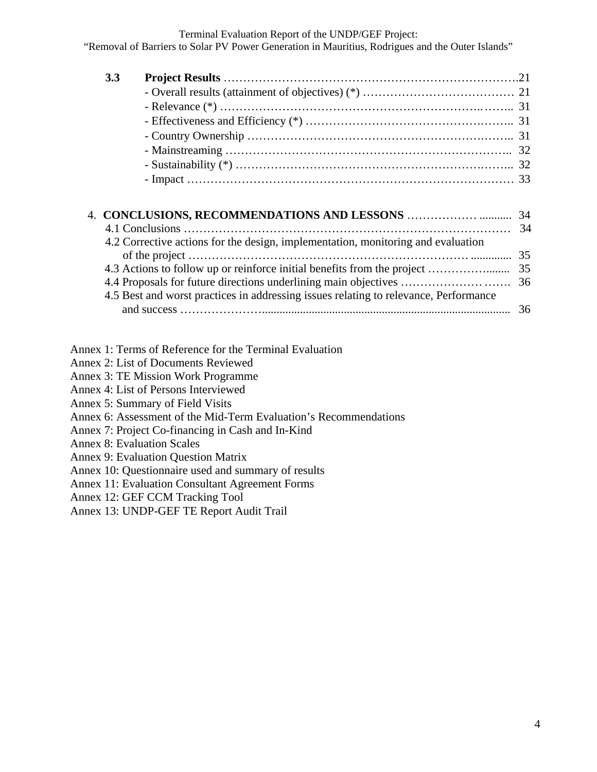**3.3 Project Results** ……………………………………………………………….21
- Overall results (attainment of objectives) (*) ………………………………… 21
- Relevance (*) ……………………………………………………….……… 31
- Effectiveness and Efficiency (*) ……………………………………….…….. 31
- Country Ownership …………………………………………………….…….. 31
- Mainstreaming ……………………………………………………………….. 32
- Sustainability (*) ………………………………………………………….…….. 32
- Impact ……………………………………………………………………… 33

4. **CONCLUSIONS, RECOMMENDATIONS AND LESSONS** ……………… ........... 34
   4.1 Conclusions ………………………………………………………………………… 34
   4.2 Corrective actions for the design, implementation, monitoring and evaluation of the project ……………………………………………………………… ............. 35
   4.3 Actions to follow up or reinforce initial benefits from the project ……………........ 35
   4.4 Proposals for future directions underlining main objectives …………………. ……. 36
   4.5 Best and worst practices in addressing issues relating to relevance, Performance and success …………………..................................................................................... 36

Annex 1: Terms of Reference for the Terminal Evaluation
Annex 2: List of Documents Reviewed
Annex 3: TE Mission Work Programme
Annex 4: List of Persons Interviewed
Annex 5: Summary of Field Visits
Annex 6: Assessment of the Mid-Term Evaluation's Recommendations
Annex 7: Project Co-financing in Cash and In-Kind
Annex 8: Evaluation Scales
Annex 9: Evaluation Question Matrix
Annex 10: Questionnaire used and summary of results
Annex 11: Evaluation Consultant Agreement Forms
Annex 12: GEF CCM Tracking Tool
Annex 13: UNDP-GEF TE Report Audit Trail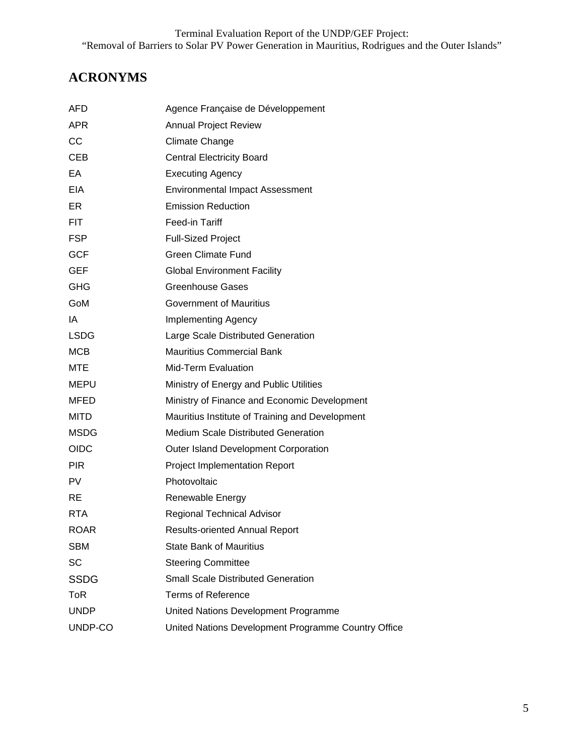## ACRONYMS

| | |
|---|---|
| AFD | Agence Française de Développement |
| APR | Annual Project Review |
| CC | Climate Change |
| CEB | Central Electricity Board |
| EA | Executing Agency |
| EIA | Environmental Impact Assessment |
| ER | Emission Reduction |
| FIT | Feed-in Tariff |
| FSP | Full-Sized Project |
| GCF | Green Climate Fund |
| GEF | Global Environment Facility |
| GHG | Greenhouse Gases |
| GoM | Government of Mauritius |
| IA | Implementing Agency |
| LSDG | Large Scale Distributed Generation |
| MCB | Mauritius Commercial Bank |
| MTE | Mid-Term Evaluation |
| MEPU | Ministry of Energy and Public Utilities |
| MFED | Ministry of Finance and Economic Development |
| MITD | Mauritius Institute of Training and Development |
| MSDG | Medium Scale Distributed Generation |
| OIDC | Outer Island Development Corporation |
| PIR | Project Implementation Report |
| PV | Photovoltaic |
| RE | Renewable Energy |
| RTA | Regional Technical Advisor |
| ROAR | Results-oriented Annual Report |
| SBM | State Bank of Mauritius |
| SC | Steering Committee |
| SSDG | Small Scale Distributed Generation |
| ToR | Terms of Reference |
| UNDP | United Nations Development Programme |
| UNDP-CO | United Nations Development Programme Country Office |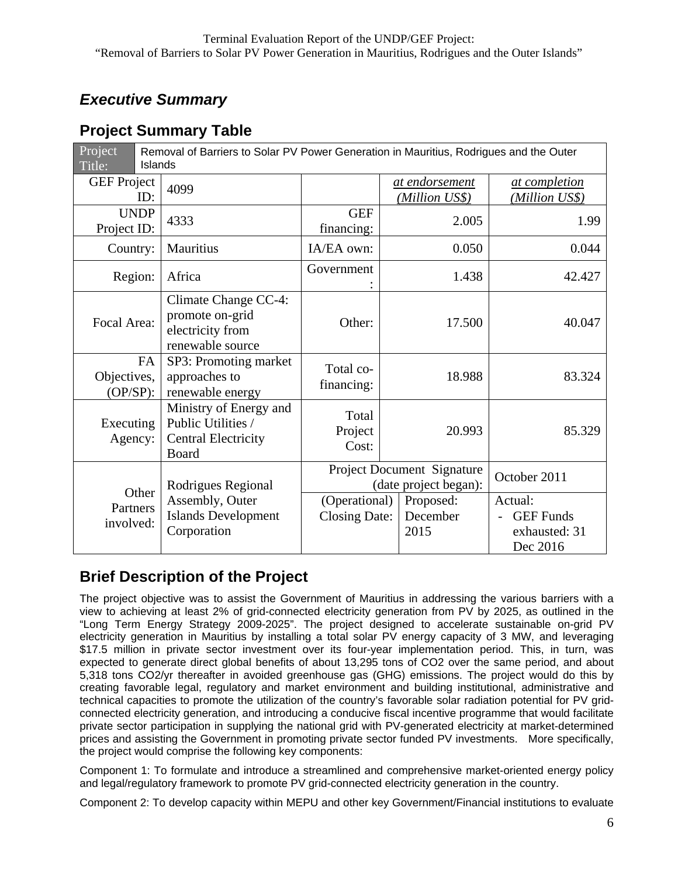## *Executive Summary*

## Project Summary Table

| Project Title: | Removal of Barriers to Solar PV Power Generation in Mauritius, Rodrigues and the Outer Islands | | | |
|---|---|---|---|---|
| GEF Project ID: | 4099 | | *at endorsement (Million US$)* | *at completion (Million US$)* |
| UNDP Project ID: | 4333 | GEF financing: | 2.005 | 1.99 |
| Country: | Mauritius | IA/EA own: | 0.050 | 0.044 |
| Region: | Africa | Government: | 1.438 | 42.427 |
| Focal Area: | Climate Change CC-4: promote on-grid electricity from renewable source | Other: | 17.500 | 40.047 |
| FA Objectives, (OP/SP): | SP3: Promoting market approaches to renewable energy | Total co-financing: | 18.988 | 83.324 |
| Executing Agency: | Ministry of Energy and Public Utilities / Central Electricity Board | Total Project Cost: | 20.993 | 85.329 |
| Other Partners involved: | Rodrigues Regional Assembly, Outer Islands Development Corporation | Project Document Signature (date project began): | | October 2011 |
| | | (Operational) Closing Date: | Proposed: December 2015 | Actual: - GEF Funds exhausted: 31 Dec 2016 |

## Brief Description of the Project

The project objective was to assist the Government of Mauritius in addressing the various barriers with a view to achieving at least 2% of grid-connected electricity generation from PV by 2025, as outlined in the "Long Term Energy Strategy 2009-2025". The project designed to accelerate sustainable on-grid PV electricity generation in Mauritius by installing a total solar PV energy capacity of 3 MW, and leveraging $17.5 million in private sector investment over its four-year implementation period. This, in turn, was expected to generate direct global benefits of about 13,295 tons of $CO_2$ over the same period, and about 5,318 tons $CO_2$/yr thereafter in avoided greenhouse gas (GHG) emissions. The project would do this by creating favorable legal, regulatory and market environment and building institutional, administrative and technical capacities to promote the utilization of the country's favorable solar radiation potential for PV grid-connected electricity generation, and introducing a conducive fiscal incentive programme that would facilitate private sector participation in supplying the national grid with PV-generated electricity at market-determined prices and assisting the Government in promoting private sector funded PV investments. More specifically, the project would comprise the following key components:

Component 1: To formulate and introduce a streamlined and comprehensive market-oriented energy policy and legal/regulatory framework to promote PV grid-connected electricity generation in the country.

Component 2: To develop capacity within MEPU and other key Government/Financial institutions to evaluate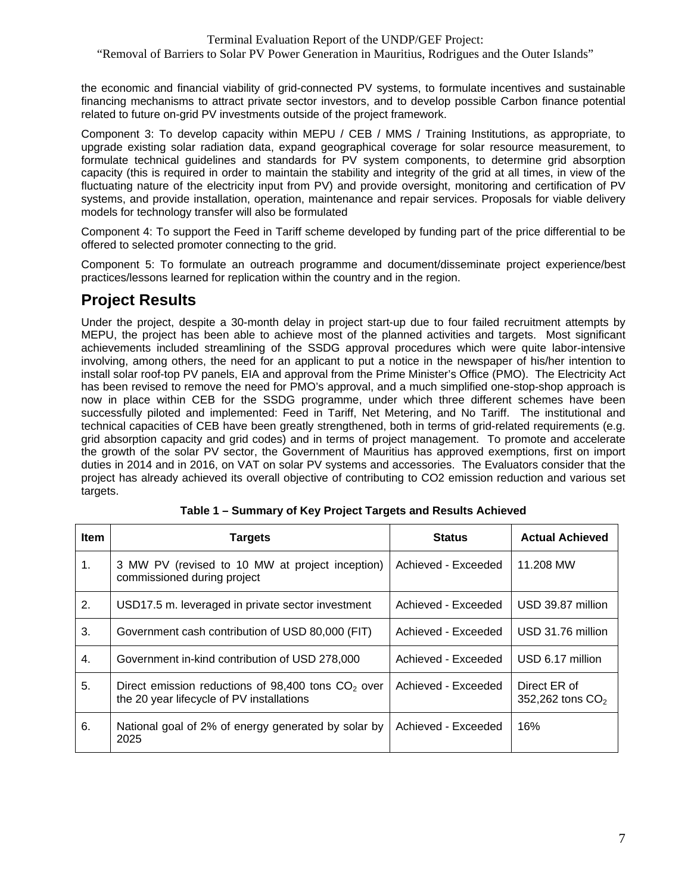the economic and financial viability of grid-connected PV systems, to formulate incentives and sustainable financing mechanisms to attract private sector investors, and to develop possible Carbon finance potential related to future on-grid PV investments outside of the project framework.

Component 3: To develop capacity within MEPU / CEB / MMS / Training Institutions, as appropriate, to upgrade existing solar radiation data, expand geographical coverage for solar resource measurement, to formulate technical guidelines and standards for PV system components, to determine grid absorption capacity (this is required in order to maintain the stability and integrity of the grid at all times, in view of the fluctuating nature of the electricity input from PV) and provide oversight, monitoring and certification of PV systems, and provide installation, operation, maintenance and repair services. Proposals for viable delivery models for technology transfer will also be formulated

Component 4: To support the Feed in Tariff scheme developed by funding part of the price differential to be offered to selected promoter connecting to the grid.

Component 5: To formulate an outreach programme and document/disseminate project experience/best practices/lessons learned for replication within the country and in the region.

## Project Results

Under the project, despite a 30-month delay in project start-up due to four failed recruitment attempts by MEPU, the project has been able to achieve most of the planned activities and targets. Most significant achievements included streamlining of the SSDG approval procedures which were quite labor-intensive involving, among others, the need for an applicant to put a notice in the newspaper of his/her intention to install solar roof-top PV panels, EIA and approval from the Prime Minister's Office (PMO). The Electricity Act has been revised to remove the need for PMO's approval, and a much simplified one-stop-shop approach is now in place within CEB for the SSDG programme, under which three different schemes have been successfully piloted and implemented: Feed in Tariff, Net Metering, and No Tariff. The institutional and technical capacities of CEB have been greatly strengthened, both in terms of grid-related requirements (e.g. grid absorption capacity and grid codes) and in terms of project management. To promote and accelerate the growth of the solar PV sector, the Government of Mauritius has approved exemptions, first on import duties in 2014 and in 2016, on VAT on solar PV systems and accessories. The Evaluators consider that the project has already achieved its overall objective of contributing to CO2 emission reduction and various set targets.

**Table 1 – Summary of Key Project Targets and Results Achieved**

| Item | Targets | Status | Actual Achieved |
|---|---|---|---|
| 1. | 3 MW PV (revised to 10 MW at project inception) commissioned during project | Achieved - Exceeded | 11.208 MW |
| 2. | USD17.5 m. leveraged in private sector investment | Achieved - Exceeded | USD 39.87 million |
| 3. | Government cash contribution of USD 80,000 (FIT) | Achieved - Exceeded | USD 31.76 million |
| 4. | Government in-kind contribution of USD 278,000 | Achieved - Exceeded | USD 6.17 million |
| 5. | Direct emission reductions of 98,400 tons $CO_2$ over the 20 year lifecycle of PV installations | Achieved - Exceeded | Direct ER of 352,262 tons $CO_2$ |
| 6. | National goal of 2% of energy generated by solar by 2025 | Achieved - Exceeded | 16% |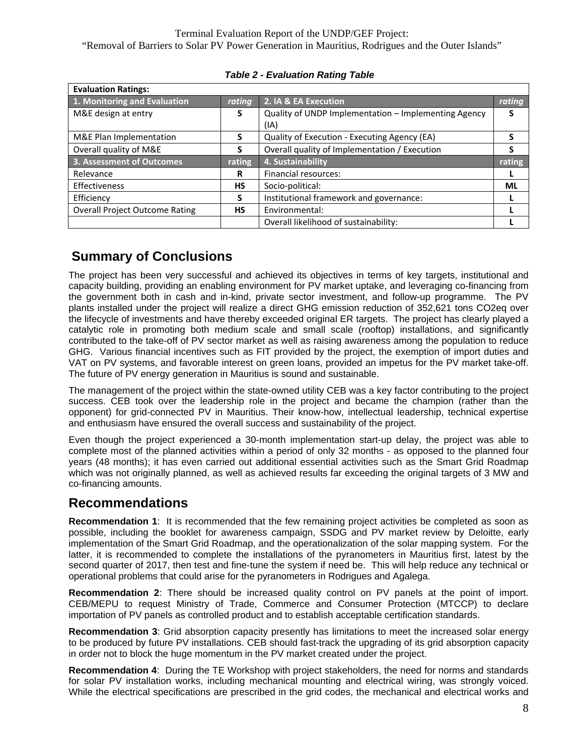*Table 2 - Evaluation Rating Table*

| Evaluation Ratings: | | | |
|---|---|---|---|
| **1. Monitoring and Evaluation** | *rating* | **2. IA & EA Execution** | *rating* |
| M&E design at entry | **S** | Quality of UNDP Implementation – Implementing Agency (IA) | **S** |
| M&E Plan Implementation | **S** | Quality of Execution - Executing Agency (EA) | **S** |
| Overall quality of M&E | **S** | Overall quality of Implementation / Execution | **S** |
| **3. Assessment of Outcomes** | **rating** | **4. Sustainability** | **rating** |
| Relevance | **R** | Financial resources: | **L** |
| Effectiveness | **HS** | Socio-political: | **ML** |
| Efficiency | **S** | Institutional framework and governance: | **L** |
| Overall Project Outcome Rating | **HS** | Environmental: | **L** |
| | | Overall likelihood of sustainability: | **L** |

## Summary of Conclusions

The project has been very successful and achieved its objectives in terms of key targets, institutional and capacity building, providing an enabling environment for PV market uptake, and leveraging co-financing from the government both in cash and in-kind, private sector investment, and follow-up programme. The PV plants installed under the project will realize a direct GHG emission reduction of 352,621 tons CO2eq over the lifecycle of investments and have thereby exceeded original ER targets. The project has clearly played a catalytic role in promoting both medium scale and small scale (rooftop) installations, and significantly contributed to the take-off of PV sector market as well as raising awareness among the population to reduce GHG. Various financial incentives such as FIT provided by the project, the exemption of import duties and VAT on PV systems, and favorable interest on green loans, provided an impetus for the PV market take-off. The future of PV energy generation in Mauritius is sound and sustainable.

The management of the project within the state-owned utility CEB was a key factor contributing to the project success. CEB took over the leadership role in the project and became the champion (rather than the opponent) for grid-connected PV in Mauritius. Their know-how, intellectual leadership, technical expertise and enthusiasm have ensured the overall success and sustainability of the project.

Even though the project experienced a 30-month implementation start-up delay, the project was able to complete most of the planned activities within a period of only 32 months - as opposed to the planned four years (48 months); it has even carried out additional essential activities such as the Smart Grid Roadmap which was not originally planned, as well as achieved results far exceeding the original targets of 3 MW and co-financing amounts.

## Recommendations

**Recommendation 1**: It is recommended that the few remaining project activities be completed as soon as possible, including the booklet for awareness campaign, SSDG and PV market review by Deloitte, early implementation of the Smart Grid Roadmap, and the operationalization of the solar mapping system. For the latter, it is recommended to complete the installations of the pyranometers in Mauritius first, latest by the second quarter of 2017, then test and fine-tune the system if need be. This will help reduce any technical or operational problems that could arise for the pyranometers in Rodrigues and Agalega.

**Recommendation 2**: There should be increased quality control on PV panels at the point of import. CEB/MEPU to request Ministry of Trade, Commerce and Consumer Protection (MTCCP) to declare importation of PV panels as controlled product and to establish acceptable certification standards.

**Recommendation 3**: Grid absorption capacity presently has limitations to meet the increased solar energy to be produced by future PV installations. CEB should fast-track the upgrading of its grid absorption capacity in order not to block the huge momentum in the PV market created under the project.

**Recommendation 4**: During the TE Workshop with project stakeholders, the need for norms and standards for solar PV installation works, including mechanical mounting and electrical wiring, was strongly voiced. While the electrical specifications are prescribed in the grid codes, the mechanical and electrical works and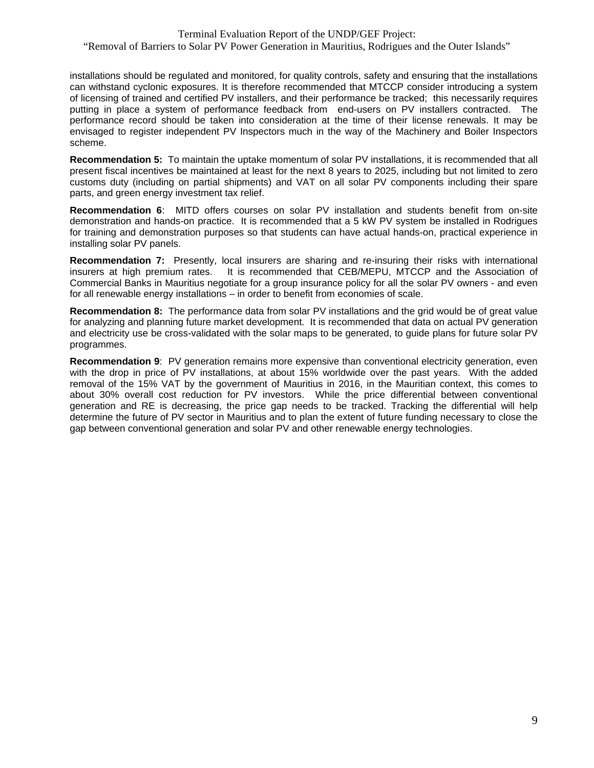installations should be regulated and monitored, for quality controls, safety and ensuring that the installations can withstand cyclonic exposures. It is therefore recommended that MTCCP consider introducing a system of licensing of trained and certified PV installers, and their performance be tracked; this necessarily requires putting in place a system of performance feedback from end-users on PV installers contracted. The performance record should be taken into consideration at the time of their license renewals. It may be envisaged to register independent PV Inspectors much in the way of the Machinery and Boiler Inspectors scheme.

**Recommendation 5:** To maintain the uptake momentum of solar PV installations, it is recommended that all present fiscal incentives be maintained at least for the next 8 years to 2025, including but not limited to zero customs duty (including on partial shipments) and VAT on all solar PV components including their spare parts, and green energy investment tax relief.

**Recommendation 6**: MITD offers courses on solar PV installation and students benefit from on-site demonstration and hands-on practice. It is recommended that a 5 kW PV system be installed in Rodrigues for training and demonstration purposes so that students can have actual hands-on, practical experience in installing solar PV panels.

**Recommendation 7:** Presently, local insurers are sharing and re-insuring their risks with international insurers at high premium rates. It is recommended that CEB/MEPU, MTCCP and the Association of Commercial Banks in Mauritius negotiate for a group insurance policy for all the solar PV owners - and even for all renewable energy installations – in order to benefit from economies of scale.

**Recommendation 8:** The performance data from solar PV installations and the grid would be of great value for analyzing and planning future market development. It is recommended that data on actual PV generation and electricity use be cross-validated with the solar maps to be generated, to guide plans for future solar PV programmes.

**Recommendation 9**: PV generation remains more expensive than conventional electricity generation, even with the drop in price of PV installations, at about 15% worldwide over the past years. With the added removal of the 15% VAT by the government of Mauritius in 2016, in the Mauritian context, this comes to about 30% overall cost reduction for PV investors. While the price differential between conventional generation and RE is decreasing, the price gap needs to be tracked. Tracking the differential will help determine the future of PV sector in Mauritius and to plan the extent of future funding necessary to close the gap between conventional generation and solar PV and other renewable energy technologies.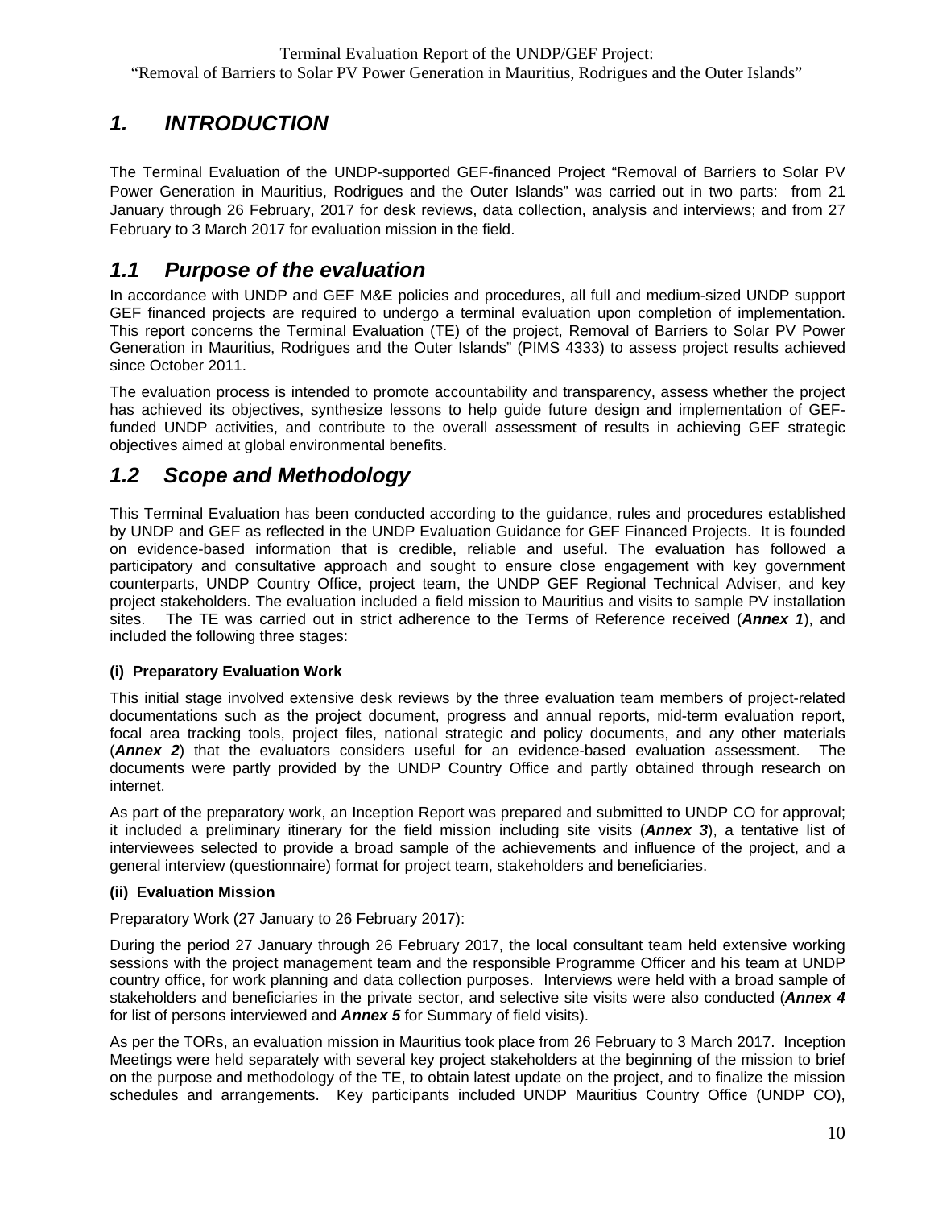# 1. INTRODUCTION

The Terminal Evaluation of the UNDP-supported GEF-financed Project "Removal of Barriers to Solar PV Power Generation in Mauritius, Rodrigues and the Outer Islands" was carried out in two parts: from 21 January through 26 February, 2017 for desk reviews, data collection, analysis and interviews; and from 27 February to 3 March 2017 for evaluation mission in the field.

## 1.1 Purpose of the evaluation

In accordance with UNDP and GEF M&E policies and procedures, all full and medium-sized UNDP support GEF financed projects are required to undergo a terminal evaluation upon completion of implementation. This report concerns the Terminal Evaluation (TE) of the project, Removal of Barriers to Solar PV Power Generation in Mauritius, Rodrigues and the Outer Islands" (PIMS 4333) to assess project results achieved since October 2011.

The evaluation process is intended to promote accountability and transparency, assess whether the project has achieved its objectives, synthesize lessons to help guide future design and implementation of GEF-funded UNDP activities, and contribute to the overall assessment of results in achieving GEF strategic objectives aimed at global environmental benefits.

## 1.2 Scope and Methodology

This Terminal Evaluation has been conducted according to the guidance, rules and procedures established by UNDP and GEF as reflected in the UNDP Evaluation Guidance for GEF Financed Projects. It is founded on evidence-based information that is credible, reliable and useful. The evaluation has followed a participatory and consultative approach and sought to ensure close engagement with key government counterparts, UNDP Country Office, project team, the UNDP GEF Regional Technical Adviser, and key project stakeholders. The evaluation included a field mission to Mauritius and visits to sample PV installation sites. The TE was carried out in strict adherence to the Terms of Reference received (***Annex 1***), and included the following three stages:

**(i) Preparatory Evaluation Work**

This initial stage involved extensive desk reviews by the three evaluation team members of project-related documentations such as the project document, progress and annual reports, mid-term evaluation report, focal area tracking tools, project files, national strategic and policy documents, and any other materials (***Annex 2***) that the evaluators considers useful for an evidence-based evaluation assessment. The documents were partly provided by the UNDP Country Office and partly obtained through research on internet.

As part of the preparatory work, an Inception Report was prepared and submitted to UNDP CO for approval; it included a preliminary itinerary for the field mission including site visits (***Annex 3***), a tentative list of interviewees selected to provide a broad sample of the achievements and influence of the project, and a general interview (questionnaire) format for project team, stakeholders and beneficiaries.

**(ii) Evaluation Mission**

Preparatory Work (27 January to 26 February 2017):

During the period 27 January through 26 February 2017, the local consultant team held extensive working sessions with the project management team and the responsible Programme Officer and his team at UNDP country office, for work planning and data collection purposes. Interviews were held with a broad sample of stakeholders and beneficiaries in the private sector, and selective site visits were also conducted (***Annex 4*** for list of persons interviewed and ***Annex 5*** for Summary of field visits).

As per the TORs, an evaluation mission in Mauritius took place from 26 February to 3 March 2017. Inception Meetings were held separately with several key project stakeholders at the beginning of the mission to brief on the purpose and methodology of the TE, to obtain latest update on the project, and to finalize the mission schedules and arrangements. Key participants included UNDP Mauritius Country Office (UNDP CO),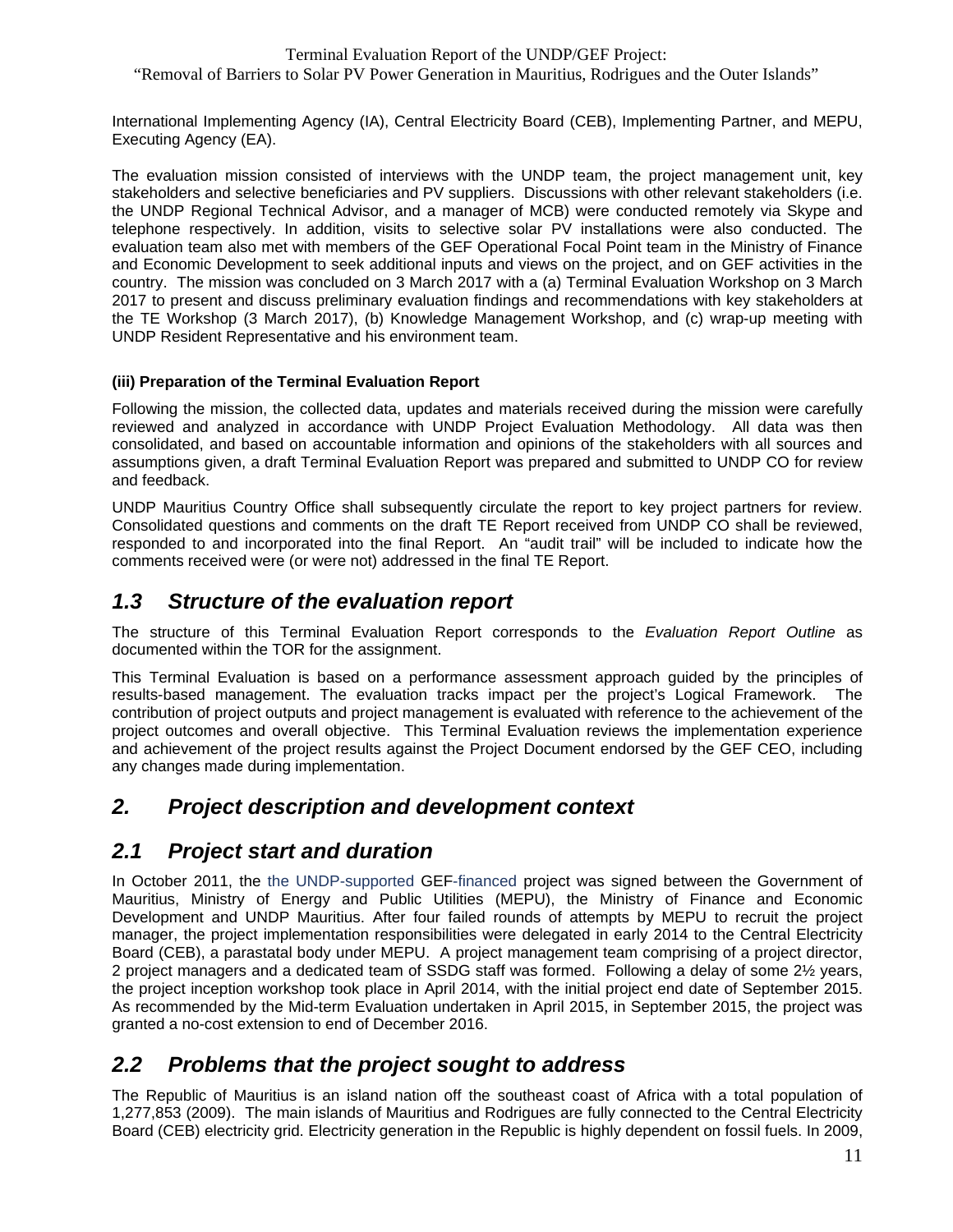International Implementing Agency (IA), Central Electricity Board (CEB), Implementing Partner, and MEPU, Executing Agency (EA).

The evaluation mission consisted of interviews with the UNDP team, the project management unit, key stakeholders and selective beneficiaries and PV suppliers. Discussions with other relevant stakeholders (i.e. the UNDP Regional Technical Advisor, and a manager of MCB) were conducted remotely via Skype and telephone respectively. In addition, visits to selective solar PV installations were also conducted. The evaluation team also met with members of the GEF Operational Focal Point team in the Ministry of Finance and Economic Development to seek additional inputs and views on the project, and on GEF activities in the country. The mission was concluded on 3 March 2017 with a (a) Terminal Evaluation Workshop on 3 March 2017 to present and discuss preliminary evaluation findings and recommendations with key stakeholders at the TE Workshop (3 March 2017), (b) Knowledge Management Workshop, and (c) wrap-up meeting with UNDP Resident Representative and his environment team.

**(iii) Preparation of the Terminal Evaluation Report**

Following the mission, the collected data, updates and materials received during the mission were carefully reviewed and analyzed in accordance with UNDP Project Evaluation Methodology. All data was then consolidated, and based on accountable information and opinions of the stakeholders with all sources and assumptions given, a draft Terminal Evaluation Report was prepared and submitted to UNDP CO for review and feedback.

UNDP Mauritius Country Office shall subsequently circulate the report to key project partners for review. Consolidated questions and comments on the draft TE Report received from UNDP CO shall be reviewed, responded to and incorporated into the final Report. An "audit trail" will be included to indicate how the comments received were (or were not) addressed in the final TE Report.

## 1.3 Structure of the evaluation report

The structure of this Terminal Evaluation Report corresponds to the *Evaluation Report Outline* as documented within the TOR for the assignment.

This Terminal Evaluation is based on a performance assessment approach guided by the principles of results-based management. The evaluation tracks impact per the project's Logical Framework. The contribution of project outputs and project management is evaluated with reference to the achievement of the project outcomes and overall objective. This Terminal Evaluation reviews the implementation experience and achievement of the project results against the Project Document endorsed by the GEF CEO, including any changes made during implementation.

# 2. Project description and development context

## 2.1 Project start and duration

In October 2011, the the UNDP-supported GEF-financed project was signed between the Government of Mauritius, Ministry of Energy and Public Utilities (MEPU), the Ministry of Finance and Economic Development and UNDP Mauritius. After four failed rounds of attempts by MEPU to recruit the project manager, the project implementation responsibilities were delegated in early 2014 to the Central Electricity Board (CEB), a parastatal body under MEPU. A project management team comprising of a project director, 2 project managers and a dedicated team of SSDG staff was formed. Following a delay of some 2½ years, the project inception workshop took place in April 2014, with the initial project end date of September 2015. As recommended by the Mid-term Evaluation undertaken in April 2015, in September 2015, the project was granted a no-cost extension to end of December 2016.

## 2.2 Problems that the project sought to address

The Republic of Mauritius is an island nation off the southeast coast of Africa with a total population of 1,277,853 (2009). The main islands of Mauritius and Rodrigues are fully connected to the Central Electricity Board (CEB) electricity grid. Electricity generation in the Republic is highly dependent on fossil fuels. In 2009,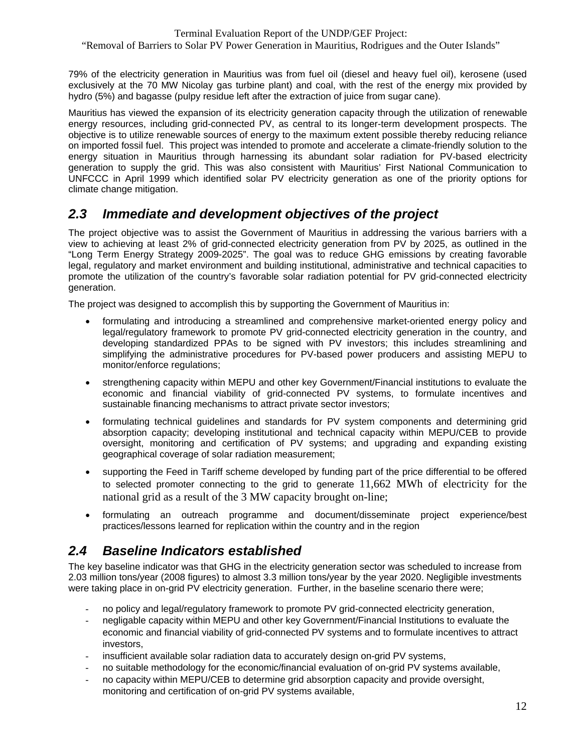79% of the electricity generation in Mauritius was from fuel oil (diesel and heavy fuel oil), kerosene (used exclusively at the 70 MW Nicolay gas turbine plant) and coal, with the rest of the energy mix provided by hydro (5%) and bagasse (pulpy residue left after the extraction of juice from sugar cane).

Mauritius has viewed the expansion of its electricity generation capacity through the utilization of renewable energy resources, including grid-connected PV, as central to its longer-term development prospects. The objective is to utilize renewable sources of energy to the maximum extent possible thereby reducing reliance on imported fossil fuel. This project was intended to promote and accelerate a climate-friendly solution to the energy situation in Mauritius through harnessing its abundant solar radiation for PV-based electricity generation to supply the grid. This was also consistent with Mauritius' First National Communication to UNFCCC in April 1999 which identified solar PV electricity generation as one of the priority options for climate change mitigation.

## 2.3 Immediate and development objectives of the project

The project objective was to assist the Government of Mauritius in addressing the various barriers with a view to achieving at least 2% of grid-connected electricity generation from PV by 2025, as outlined in the "Long Term Energy Strategy 2009-2025". The goal was to reduce GHG emissions by creating favorable legal, regulatory and market environment and building institutional, administrative and technical capacities to promote the utilization of the country's favorable solar radiation potential for PV grid-connected electricity generation.

The project was designed to accomplish this by supporting the Government of Mauritius in:

- formulating and introducing a streamlined and comprehensive market-oriented energy policy and legal/regulatory framework to promote PV grid-connected electricity generation in the country, and developing standardized PPAs to be signed with PV investors; this includes streamlining and simplifying the administrative procedures for PV-based power producers and assisting MEPU to monitor/enforce regulations;
- strengthening capacity within MEPU and other key Government/Financial institutions to evaluate the economic and financial viability of grid-connected PV systems, to formulate incentives and sustainable financing mechanisms to attract private sector investors;
- formulating technical guidelines and standards for PV system components and determining grid absorption capacity; developing institutional and technical capacity within MEPU/CEB to provide oversight, monitoring and certification of PV systems; and upgrading and expanding existing geographical coverage of solar radiation measurement;
- supporting the Feed in Tariff scheme developed by funding part of the price differential to be offered to selected promoter connecting to the grid to generate 11,662 MWh of electricity for the national grid as a result of the 3 MW capacity brought on-line;
- formulating an outreach programme and document/disseminate project experience/best practices/lessons learned for replication within the country and in the region

## 2.4 Baseline Indicators established

The key baseline indicator was that GHG in the electricity generation sector was scheduled to increase from 2.03 million tons/year (2008 figures) to almost 3.3 million tons/year by the year 2020. Negligible investments were taking place in on-grid PV electricity generation. Further, in the baseline scenario there were;

- no policy and legal/regulatory framework to promote PV grid-connected electricity generation,
- negligable capacity within MEPU and other key Government/Financial Institutions to evaluate the economic and financial viability of grid-connected PV systems and to formulate incentives to attract investors,
- insufficient available solar radiation data to accurately design on-grid PV systems,
- no suitable methodology for the economic/financial evaluation of on-grid PV systems available,
- no capacity within MEPU/CEB to determine grid absorption capacity and provide oversight, monitoring and certification of on-grid PV systems available,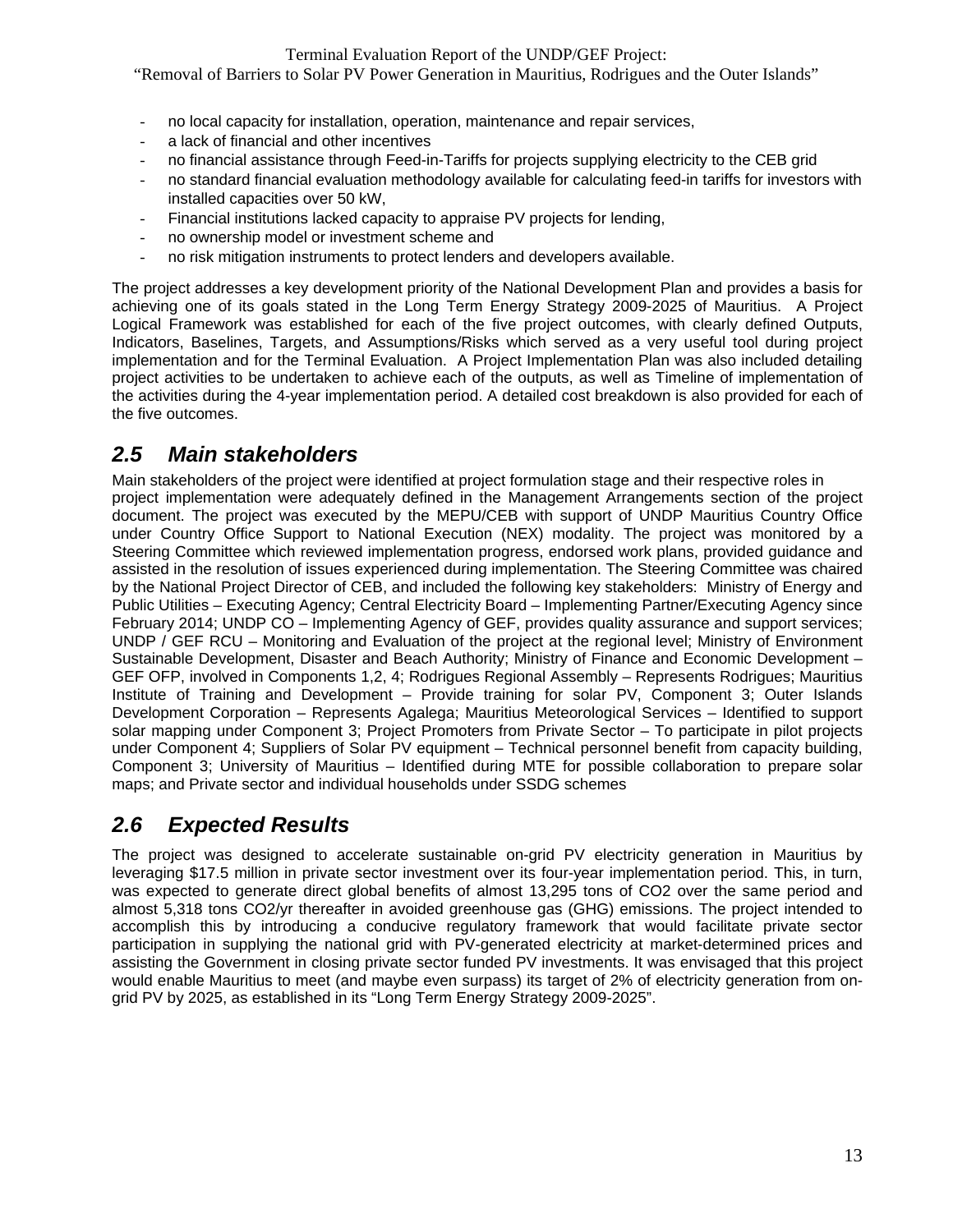- no local capacity for installation, operation, maintenance and repair services,
- a lack of financial and other incentives
- no financial assistance through Feed-in-Tariffs for projects supplying electricity to the CEB grid
- no standard financial evaluation methodology available for calculating feed-in tariffs for investors with installed capacities over 50 kW,
- Financial institutions lacked capacity to appraise PV projects for lending,
- no ownership model or investment scheme and
- no risk mitigation instruments to protect lenders and developers available.

The project addresses a key development priority of the National Development Plan and provides a basis for achieving one of its goals stated in the Long Term Energy Strategy 2009-2025 of Mauritius. A Project Logical Framework was established for each of the five project outcomes, with clearly defined Outputs, Indicators, Baselines, Targets, and Assumptions/Risks which served as a very useful tool during project implementation and for the Terminal Evaluation. A Project Implementation Plan was also included detailing project activities to be undertaken to achieve each of the outputs, as well as Timeline of implementation of the activities during the 4-year implementation period. A detailed cost breakdown is also provided for each of the five outcomes.

## *2.5 Main stakeholders*

Main stakeholders of the project were identified at project formulation stage and their respective roles in project implementation were adequately defined in the Management Arrangements section of the project document. The project was executed by the MEPU/CEB with support of UNDP Mauritius Country Office under Country Office Support to National Execution (NEX) modality. The project was monitored by a Steering Committee which reviewed implementation progress, endorsed work plans, provided guidance and assisted in the resolution of issues experienced during implementation. The Steering Committee was chaired by the National Project Director of CEB, and included the following key stakeholders: Ministry of Energy and Public Utilities – Executing Agency; Central Electricity Board – Implementing Partner/Executing Agency since February 2014; UNDP CO – Implementing Agency of GEF, provides quality assurance and support services; UNDP / GEF RCU – Monitoring and Evaluation of the project at the regional level; Ministry of Environment Sustainable Development, Disaster and Beach Authority; Ministry of Finance and Economic Development – GEF OFP, involved in Components 1,2, 4; Rodrigues Regional Assembly – Represents Rodrigues; Mauritius Institute of Training and Development – Provide training for solar PV, Component 3; Outer Islands Development Corporation – Represents Agalega; Mauritius Meteorological Services – Identified to support solar mapping under Component 3; Project Promoters from Private Sector – To participate in pilot projects under Component 4; Suppliers of Solar PV equipment – Technical personnel benefit from capacity building, Component 3; University of Mauritius – Identified during MTE for possible collaboration to prepare solar maps; and Private sector and individual households under SSDG schemes

## *2.6 Expected Results*

The project was designed to accelerate sustainable on-grid PV electricity generation in Mauritius by leveraging $17.5 million in private sector investment over its four-year implementation period. This, in turn, was expected to generate direct global benefits of almost 13,295 tons of $CO_2$ over the same period and almost 5,318 tons $CO_2$/yr thereafter in avoided greenhouse gas (GHG) emissions. The project intended to accomplish this by introducing a conducive regulatory framework that would facilitate private sector participation in supplying the national grid with PV-generated electricity at market-determined prices and assisting the Government in closing private sector funded PV investments. It was envisaged that this project would enable Mauritius to meet (and maybe even surpass) its target of 2% of electricity generation from on-grid PV by 2025, as established in its "Long Term Energy Strategy 2009-2025".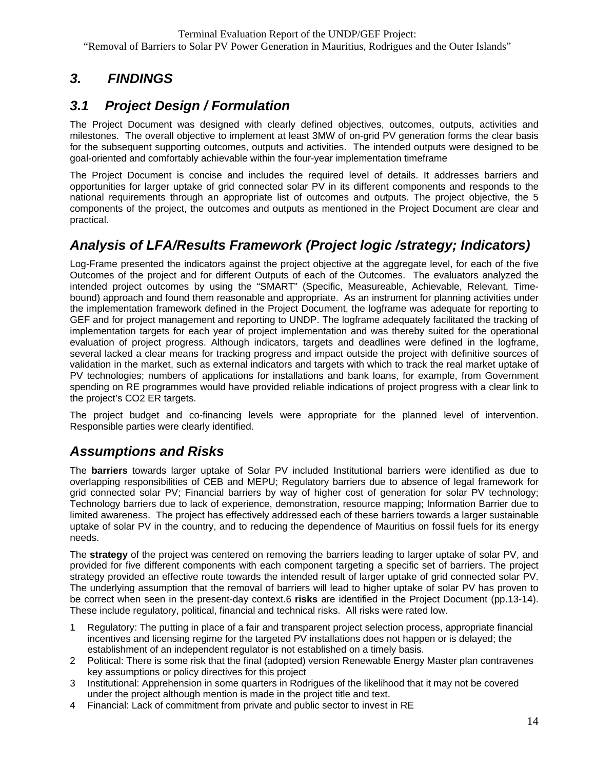# 3. FINDINGS

## 3.1 Project Design / Formulation

The Project Document was designed with clearly defined objectives, outcomes, outputs, activities and milestones. The overall objective to implement at least 3MW of on-grid PV generation forms the clear basis for the subsequent supporting outcomes, outputs and activities. The intended outputs were designed to be goal-oriented and comfortably achievable within the four-year implementation timeframe

The Project Document is concise and includes the required level of details. It addresses barriers and opportunities for larger uptake of grid connected solar PV in its different components and responds to the national requirements through an appropriate list of outcomes and outputs. The project objective, the 5 components of the project, the outcomes and outputs as mentioned in the Project Document are clear and practical.

## *Analysis of LFA/Results Framework (Project logic /strategy; Indicators)*

Log-Frame presented the indicators against the project objective at the aggregate level, for each of the five Outcomes of the project and for different Outputs of each of the Outcomes. The evaluators analyzed the intended project outcomes by using the "SMART" (Specific, Measureable, Achievable, Relevant, Time-bound) approach and found them reasonable and appropriate. As an instrument for planning activities under the implementation framework defined in the Project Document, the logframe was adequate for reporting to GEF and for project management and reporting to UNDP. The logframe adequately facilitated the tracking of implementation targets for each year of project implementation and was thereby suited for the operational evaluation of project progress. Although indicators, targets and deadlines were defined in the logframe, several lacked a clear means for tracking progress and impact outside the project with definitive sources of validation in the market, such as external indicators and targets with which to track the real market uptake of PV technologies; numbers of applications for installations and bank loans, for example, from Government spending on RE programmes would have provided reliable indications of project progress with a clear link to the project's CO2 ER targets.

The project budget and co-financing levels were appropriate for the planned level of intervention. Responsible parties were clearly identified.

## *Assumptions and Risks*

The **barriers** towards larger uptake of Solar PV included Institutional barriers were identified as due to overlapping responsibilities of CEB and MEPU; Regulatory barriers due to absence of legal framework for grid connected solar PV; Financial barriers by way of higher cost of generation for solar PV technology; Technology barriers due to lack of experience, demonstration, resource mapping; Information Barrier due to limited awareness. The project has effectively addressed each of these barriers towards a larger sustainable uptake of solar PV in the country, and to reducing the dependence of Mauritius on fossil fuels for its energy needs.

The **strategy** of the project was centered on removing the barriers leading to larger uptake of solar PV, and provided for five different components with each component targeting a specific set of barriers. The project strategy provided an effective route towards the intended result of larger uptake of grid connected solar PV. The underlying assumption that the removal of barriers will lead to higher uptake of solar PV has proven to be correct when seen in the present-day context.6 **risks** are identified in the Project Document (pp.13-14). These include regulatory, political, financial and technical risks. All risks were rated low.

1. Regulatory: The putting in place of a fair and transparent project selection process, appropriate financial incentives and licensing regime for the targeted PV installations does not happen or is delayed; the establishment of an independent regulator is not established on a timely basis.
2. Political: There is some risk that the final (adopted) version Renewable Energy Master plan contravenes key assumptions or policy directives for this project
3. Institutional: Apprehension in some quarters in Rodrigues of the likelihood that it may not be covered under the project although mention is made in the project title and text.
4. Financial: Lack of commitment from private and public sector to invest in RE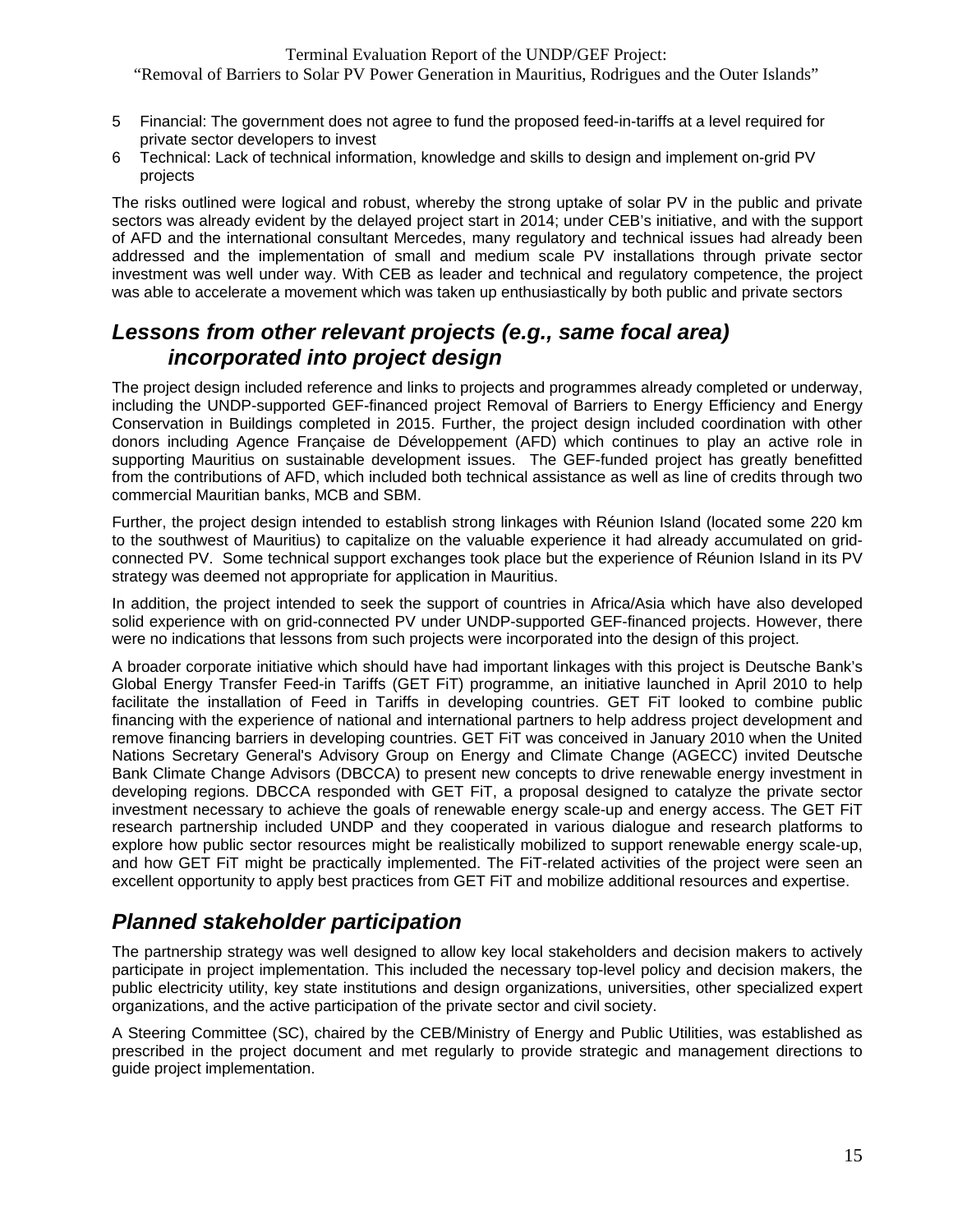5 Financial: The government does not agree to fund the proposed feed-in-tariffs at a level required for private sector developers to invest
6 Technical: Lack of technical information, knowledge and skills to design and implement on-grid PV projects

The risks outlined were logical and robust, whereby the strong uptake of solar PV in the public and private sectors was already evident by the delayed project start in 2014; under CEB's initiative, and with the support of AFD and the international consultant Mercedes, many regulatory and technical issues had already been addressed and the implementation of small and medium scale PV installations through private sector investment was well under way. With CEB as leader and technical and regulatory competence, the project was able to accelerate a movement which was taken up enthusiastically by both public and private sectors

## *Lessons from other relevant projects (e.g., same focal area) incorporated into project design*

The project design included reference and links to projects and programmes already completed or underway, including the UNDP-supported GEF-financed project Removal of Barriers to Energy Efficiency and Energy Conservation in Buildings completed in 2015. Further, the project design included coordination with other donors including Agence Française de Développement (AFD) which continues to play an active role in supporting Mauritius on sustainable development issues. The GEF-funded project has greatly benefitted from the contributions of AFD, which included both technical assistance as well as line of credits through two commercial Mauritian banks, MCB and SBM.

Further, the project design intended to establish strong linkages with Réunion Island (located some 220 km to the southwest of Mauritius) to capitalize on the valuable experience it had already accumulated on grid-connected PV. Some technical support exchanges took place but the experience of Réunion Island in its PV strategy was deemed not appropriate for application in Mauritius.

In addition, the project intended to seek the support of countries in Africa/Asia which have also developed solid experience with on grid-connected PV under UNDP-supported GEF-financed projects. However, there were no indications that lessons from such projects were incorporated into the design of this project.

A broader corporate initiative which should have had important linkages with this project is Deutsche Bank's Global Energy Transfer Feed-in Tariffs (GET FiT) programme, an initiative launched in April 2010 to help facilitate the installation of Feed in Tariffs in developing countries. GET FiT looked to combine public financing with the experience of national and international partners to help address project development and remove financing barriers in developing countries. GET FiT was conceived in January 2010 when the United Nations Secretary General's Advisory Group on Energy and Climate Change (AGECC) invited Deutsche Bank Climate Change Advisors (DBCCA) to present new concepts to drive renewable energy investment in developing regions. DBCCA responded with GET FiT, a proposal designed to catalyze the private sector investment necessary to achieve the goals of renewable energy scale-up and energy access. The GET FiT research partnership included UNDP and they cooperated in various dialogue and research platforms to explore how public sector resources might be realistically mobilized to support renewable energy scale-up, and how GET FiT might be practically implemented. The FiT-related activities of the project were seen an excellent opportunity to apply best practices from GET FiT and mobilize additional resources and expertise.

## *Planned stakeholder participation*

The partnership strategy was well designed to allow key local stakeholders and decision makers to actively participate in project implementation. This included the necessary top-level policy and decision makers, the public electricity utility, key state institutions and design organizations, universities, other specialized expert organizations, and the active participation of the private sector and civil society.

A Steering Committee (SC), chaired by the CEB/Ministry of Energy and Public Utilities, was established as prescribed in the project document and met regularly to provide strategic and management directions to guide project implementation.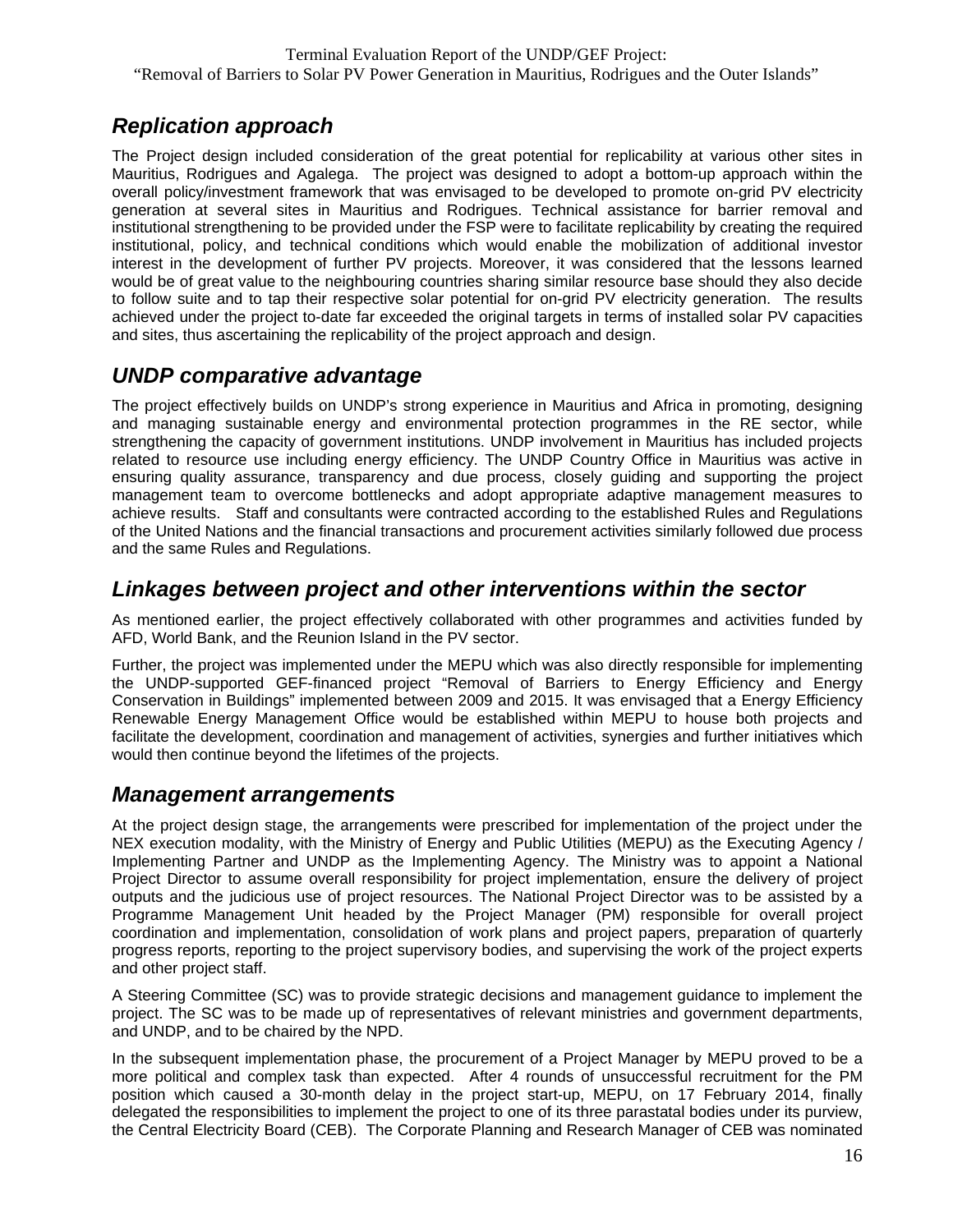## *Replication approach*

The Project design included consideration of the great potential for replicability at various other sites in Mauritius, Rodrigues and Agalega. The project was designed to adopt a bottom-up approach within the overall policy/investment framework that was envisaged to be developed to promote on-grid PV electricity generation at several sites in Mauritius and Rodrigues. Technical assistance for barrier removal and institutional strengthening to be provided under the FSP were to facilitate replicability by creating the required institutional, policy, and technical conditions which would enable the mobilization of additional investor interest in the development of further PV projects. Moreover, it was considered that the lessons learned would be of great value to the neighbouring countries sharing similar resource base should they also decide to follow suite and to tap their respective solar potential for on-grid PV electricity generation. The results achieved under the project to-date far exceeded the original targets in terms of installed solar PV capacities and sites, thus ascertaining the replicability of the project approach and design.

## *UNDP comparative advantage*

The project effectively builds on UNDP's strong experience in Mauritius and Africa in promoting, designing and managing sustainable energy and environmental protection programmes in the RE sector, while strengthening the capacity of government institutions. UNDP involvement in Mauritius has included projects related to resource use including energy efficiency. The UNDP Country Office in Mauritius was active in ensuring quality assurance, transparency and due process, closely guiding and supporting the project management team to overcome bottlenecks and adopt appropriate adaptive management measures to achieve results. Staff and consultants were contracted according to the established Rules and Regulations of the United Nations and the financial transactions and procurement activities similarly followed due process and the same Rules and Regulations.

## *Linkages between project and other interventions within the sector*

As mentioned earlier, the project effectively collaborated with other programmes and activities funded by AFD, World Bank, and the Reunion Island in the PV sector.

Further, the project was implemented under the MEPU which was also directly responsible for implementing the UNDP-supported GEF-financed project "Removal of Barriers to Energy Efficiency and Energy Conservation in Buildings" implemented between 2009 and 2015. It was envisaged that a Energy Efficiency Renewable Energy Management Office would be established within MEPU to house both projects and facilitate the development, coordination and management of activities, synergies and further initiatives which would then continue beyond the lifetimes of the projects.

## *Management arrangements*

At the project design stage, the arrangements were prescribed for implementation of the project under the NEX execution modality, with the Ministry of Energy and Public Utilities (MEPU) as the Executing Agency / Implementing Partner and UNDP as the Implementing Agency. The Ministry was to appoint a National Project Director to assume overall responsibility for project implementation, ensure the delivery of project outputs and the judicious use of project resources. The National Project Director was to be assisted by a Programme Management Unit headed by the Project Manager (PM) responsible for overall project coordination and implementation, consolidation of work plans and project papers, preparation of quarterly progress reports, reporting to the project supervisory bodies, and supervising the work of the project experts and other project staff.

A Steering Committee (SC) was to provide strategic decisions and management guidance to implement the project. The SC was to be made up of representatives of relevant ministries and government departments, and UNDP, and to be chaired by the NPD.

In the subsequent implementation phase, the procurement of a Project Manager by MEPU proved to be a more political and complex task than expected. After 4 rounds of unsuccessful recruitment for the PM position which caused a 30-month delay in the project start-up, MEPU, on 17 February 2014, finally delegated the responsibilities to implement the project to one of its three parastatal bodies under its purview, the Central Electricity Board (CEB). The Corporate Planning and Research Manager of CEB was nominated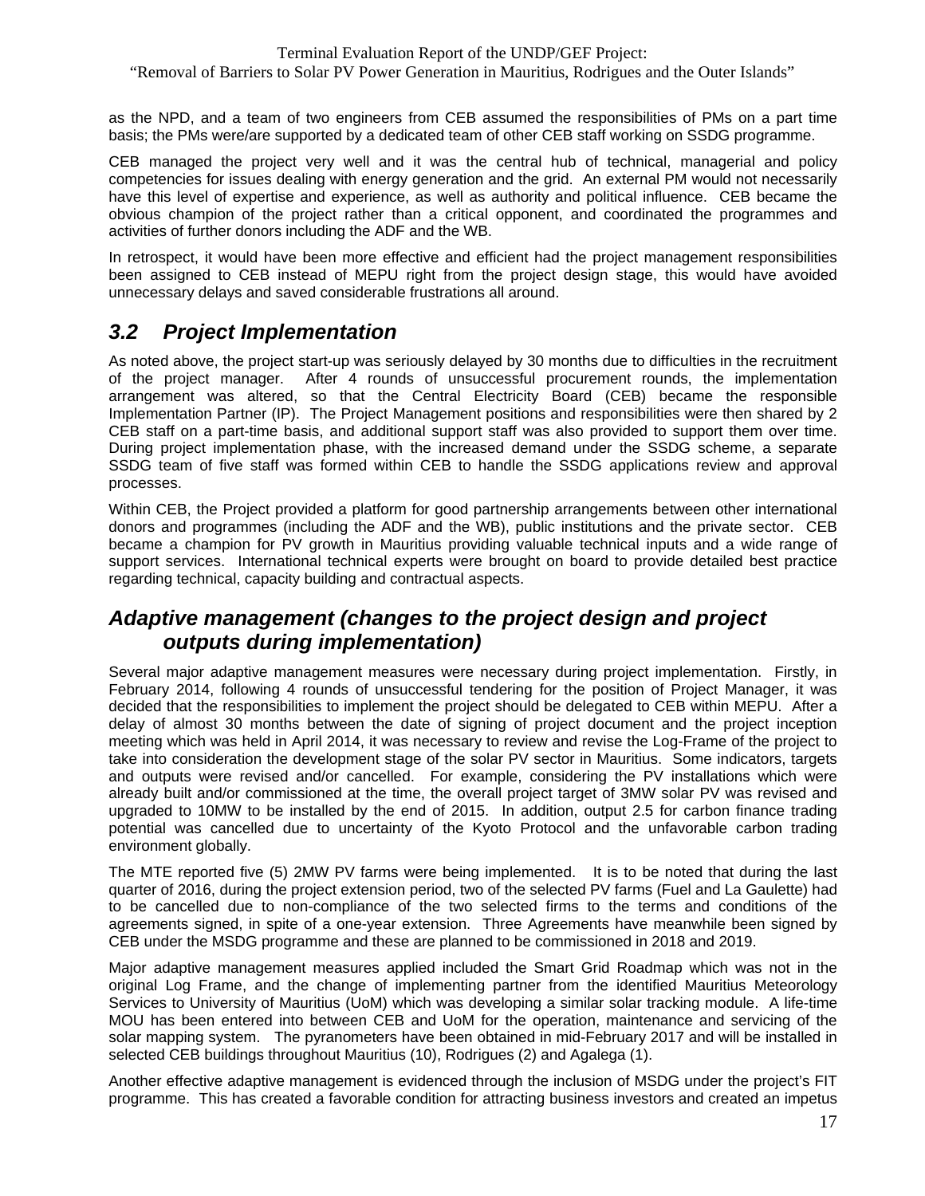as the NPD, and a team of two engineers from CEB assumed the responsibilities of PMs on a part time basis; the PMs were/are supported by a dedicated team of other CEB staff working on SSDG programme.

CEB managed the project very well and it was the central hub of technical, managerial and policy competencies for issues dealing with energy generation and the grid. An external PM would not necessarily have this level of expertise and experience, as well as authority and political influence. CEB became the obvious champion of the project rather than a critical opponent, and coordinated the programmes and activities of further donors including the ADF and the WB.

In retrospect, it would have been more effective and efficient had the project management responsibilities been assigned to CEB instead of MEPU right from the project design stage, this would have avoided unnecessary delays and saved considerable frustrations all around.

## *3.2 Project Implementation*

As noted above, the project start-up was seriously delayed by 30 months due to difficulties in the recruitment of the project manager. After 4 rounds of unsuccessful procurement rounds, the implementation arrangement was altered, so that the Central Electricity Board (CEB) became the responsible Implementation Partner (IP). The Project Management positions and responsibilities were then shared by 2 CEB staff on a part-time basis, and additional support staff was also provided to support them over time. During project implementation phase, with the increased demand under the SSDG scheme, a separate SSDG team of five staff was formed within CEB to handle the SSDG applications review and approval processes.

Within CEB, the Project provided a platform for good partnership arrangements between other international donors and programmes (including the ADF and the WB), public institutions and the private sector. CEB became a champion for PV growth in Mauritius providing valuable technical inputs and a wide range of support services. International technical experts were brought on board to provide detailed best practice regarding technical, capacity building and contractual aspects.

## *Adaptive management (changes to the project design and project outputs during implementation)*

Several major adaptive management measures were necessary during project implementation. Firstly, in February 2014, following 4 rounds of unsuccessful tendering for the position of Project Manager, it was decided that the responsibilities to implement the project should be delegated to CEB within MEPU. After a delay of almost 30 months between the date of signing of project document and the project inception meeting which was held in April 2014, it was necessary to review and revise the Log-Frame of the project to take into consideration the development stage of the solar PV sector in Mauritius. Some indicators, targets and outputs were revised and/or cancelled. For example, considering the PV installations which were already built and/or commissioned at the time, the overall project target of 3MW solar PV was revised and upgraded to 10MW to be installed by the end of 2015. In addition, output 2.5 for carbon finance trading potential was cancelled due to uncertainty of the Kyoto Protocol and the unfavorable carbon trading environment globally.

The MTE reported five (5) 2MW PV farms were being implemented. It is to be noted that during the last quarter of 2016, during the project extension period, two of the selected PV farms (Fuel and La Gaulette) had to be cancelled due to non-compliance of the two selected firms to the terms and conditions of the agreements signed, in spite of a one-year extension. Three Agreements have meanwhile been signed by CEB under the MSDG programme and these are planned to be commissioned in 2018 and 2019.

Major adaptive management measures applied included the Smart Grid Roadmap which was not in the original Log Frame, and the change of implementing partner from the identified Mauritius Meteorology Services to University of Mauritius (UoM) which was developing a similar solar tracking module. A life-time MOU has been entered into between CEB and UoM for the operation, maintenance and servicing of the solar mapping system. The pyranometers have been obtained in mid-February 2017 and will be installed in selected CEB buildings throughout Mauritius (10), Rodrigues (2) and Agalega (1).

Another effective adaptive management is evidenced through the inclusion of MSDG under the project's FIT programme. This has created a favorable condition for attracting business investors and created an impetus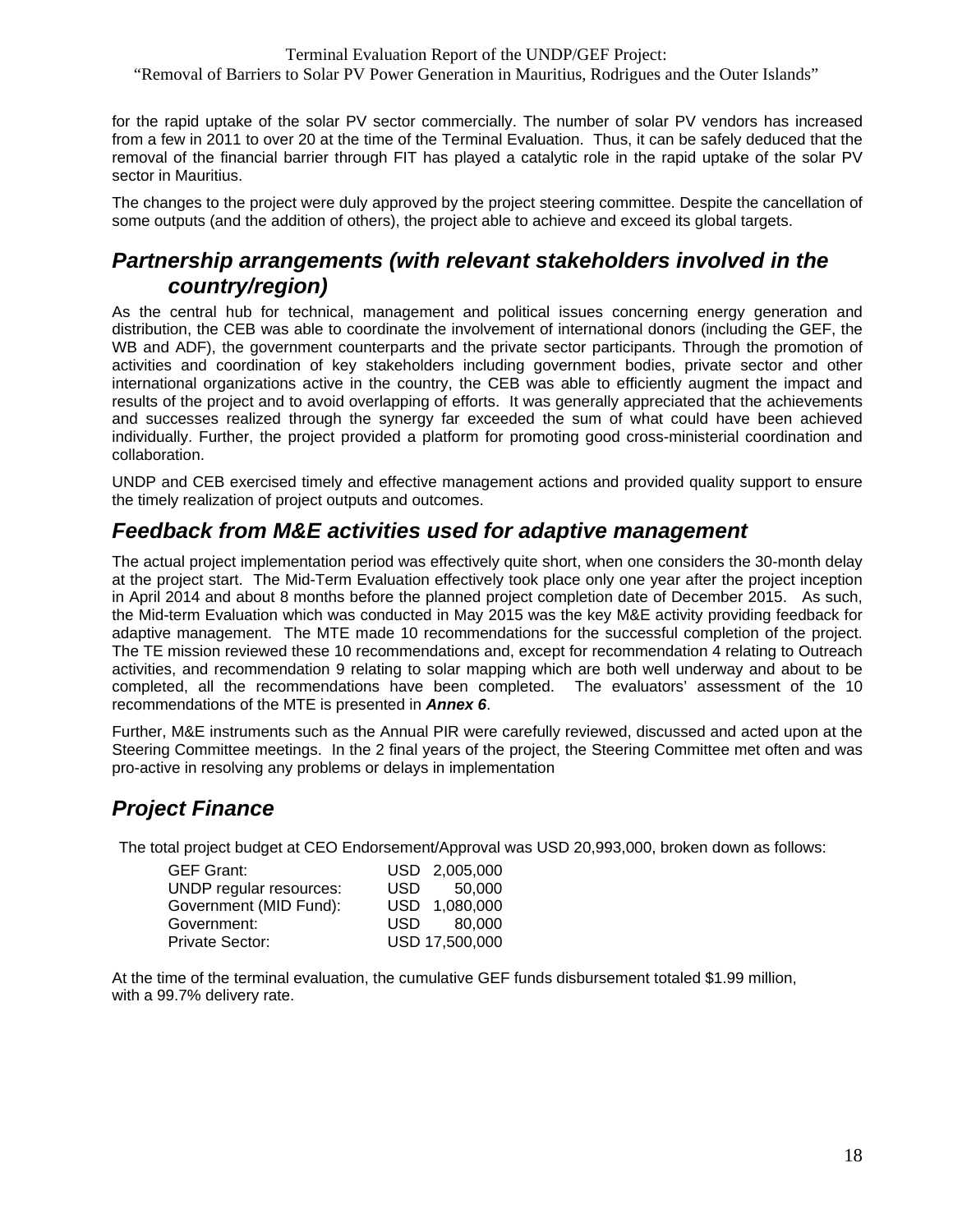for the rapid uptake of the solar PV sector commercially. The number of solar PV vendors has increased from a few in 2011 to over 20 at the time of the Terminal Evaluation. Thus, it can be safely deduced that the removal of the financial barrier through FIT has played a catalytic role in the rapid uptake of the solar PV sector in Mauritius.

The changes to the project were duly approved by the project steering committee. Despite the cancellation of some outputs (and the addition of others), the project able to achieve and exceed its global targets.

## *Partnership arrangements (with relevant stakeholders involved in the country/region)*

As the central hub for technical, management and political issues concerning energy generation and distribution, the CEB was able to coordinate the involvement of international donors (including the GEF, the WB and ADF), the government counterparts and the private sector participants. Through the promotion of activities and coordination of key stakeholders including government bodies, private sector and other international organizations active in the country, the CEB was able to efficiently augment the impact and results of the project and to avoid overlapping of efforts. It was generally appreciated that the achievements and successes realized through the synergy far exceeded the sum of what could have been achieved individually. Further, the project provided a platform for promoting good cross-ministerial coordination and collaboration.

UNDP and CEB exercised timely and effective management actions and provided quality support to ensure the timely realization of project outputs and outcomes.

## *Feedback from M&E activities used for adaptive management*

The actual project implementation period was effectively quite short, when one considers the 30-month delay at the project start. The Mid-Term Evaluation effectively took place only one year after the project inception in April 2014 and about 8 months before the planned project completion date of December 2015. As such, the Mid-term Evaluation which was conducted in May 2015 was the key M&E activity providing feedback for adaptive management. The MTE made 10 recommendations for the successful completion of the project. The TE mission reviewed these 10 recommendations and, except for recommendation 4 relating to Outreach activities, and recommendation 9 relating to solar mapping which are both well underway and about to be completed, all the recommendations have been completed. The evaluators' assessment of the 10 recommendations of the MTE is presented in ***Annex 6***.

Further, M&E instruments such as the Annual PIR were carefully reviewed, discussed and acted upon at the Steering Committee meetings. In the 2 final years of the project, the Steering Committee met often and was pro-active in resolving any problems or delays in implementation

## *Project Finance*

The total project budget at CEO Endorsement/Approval was USD 20,993,000, broken down as follows:

| | |
|---|---|
| GEF Grant: | USD 2,005,000 |
| UNDP regular resources: | USD 50,000 |
| Government (MID Fund): | USD 1,080,000 |
| Government: | USD 80,000 |
| Private Sector: | USD 17,500,000 |

At the time of the terminal evaluation, the cumulative GEF funds disbursement totaled $1.99 million, with a 99.7% delivery rate.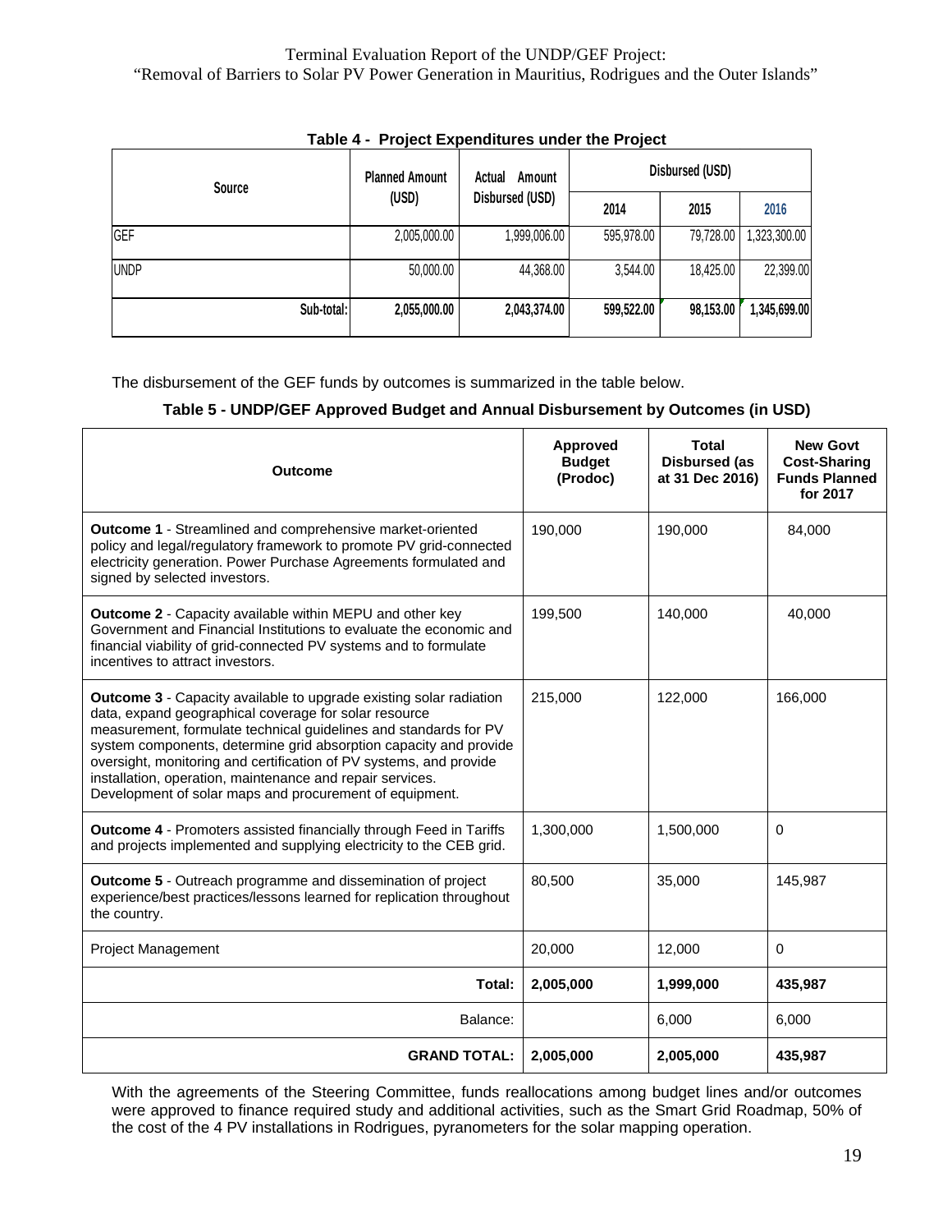**Table 4 - Project Expenditures under the Project**

| Source | Planned Amount (USD) | Actual Amount Disbursed (USD) | Disbursed (USD) | | |
|---|---|---|---|---|---|
| | | | 2014 | 2015 | 2016 |
| GEF | 2,005,000.00 | 1,999,006.00 | 595,978.00 | 79,728.00 | 1,323,300.00 |
| UNDP | 50,000.00 | 44,368.00 | 3,544.00 | 18,425.00 | 22,399.00 |
| **Sub-total:** | **2,055,000.00** | **2,043,374.00** | **599,522.00** | **98,153.00** | **1,345,699.00** |

The disbursement of the GEF funds by outcomes is summarized in the table below.

**Table 5 - UNDP/GEF Approved Budget and Annual Disbursement by Outcomes (in USD)**

| Outcome | Approved Budget (Prodoc) | Total Disbursed (as at 31 Dec 2016) | New Govt Cost-Sharing Funds Planned for 2017 |
|---|---|---|---|
| **Outcome 1** - Streamlined and comprehensive market-oriented policy and legal/regulatory framework to promote PV grid-connected electricity generation. Power Purchase Agreements formulated and signed by selected investors. | 190,000 | 190,000 | 84,000 |
| **Outcome 2** - Capacity available within MEPU and other key Government and Financial Institutions to evaluate the economic and financial viability of grid-connected PV systems and to formulate incentives to attract investors. | 199,500 | 140,000 | 40,000 |
| **Outcome 3** - Capacity available to upgrade existing solar radiation data, expand geographical coverage for solar resource measurement, formulate technical guidelines and standards for PV system components, determine grid absorption capacity and provide oversight, monitoring and certification of PV systems, and provide installation, operation, maintenance and repair services. Development of solar maps and procurement of equipment. | 215,000 | 122,000 | 166,000 |
| **Outcome 4** - Promoters assisted financially through Feed in Tariffs and projects implemented and supplying electricity to the CEB grid. | 1,300,000 | 1,500,000 | 0 |
| **Outcome 5** - Outreach programme and dissemination of project experience/best practices/lessons learned for replication throughout the country. | 80,500 | 35,000 | 145,987 |
| Project Management | 20,000 | 12,000 | 0 |
| **Total:** | **2,005,000** | **1,999,000** | **435,987** |
| Balance: | | 6,000 | 6,000 |
| **GRAND TOTAL:** | **2,005,000** | **2,005,000** | **435,987** |

With the agreements of the Steering Committee, funds reallocations among budget lines and/or outcomes were approved to finance required study and additional activities, such as the Smart Grid Roadmap, 50% of the cost of the 4 PV installations in Rodrigues, pyranometers for the solar mapping operation.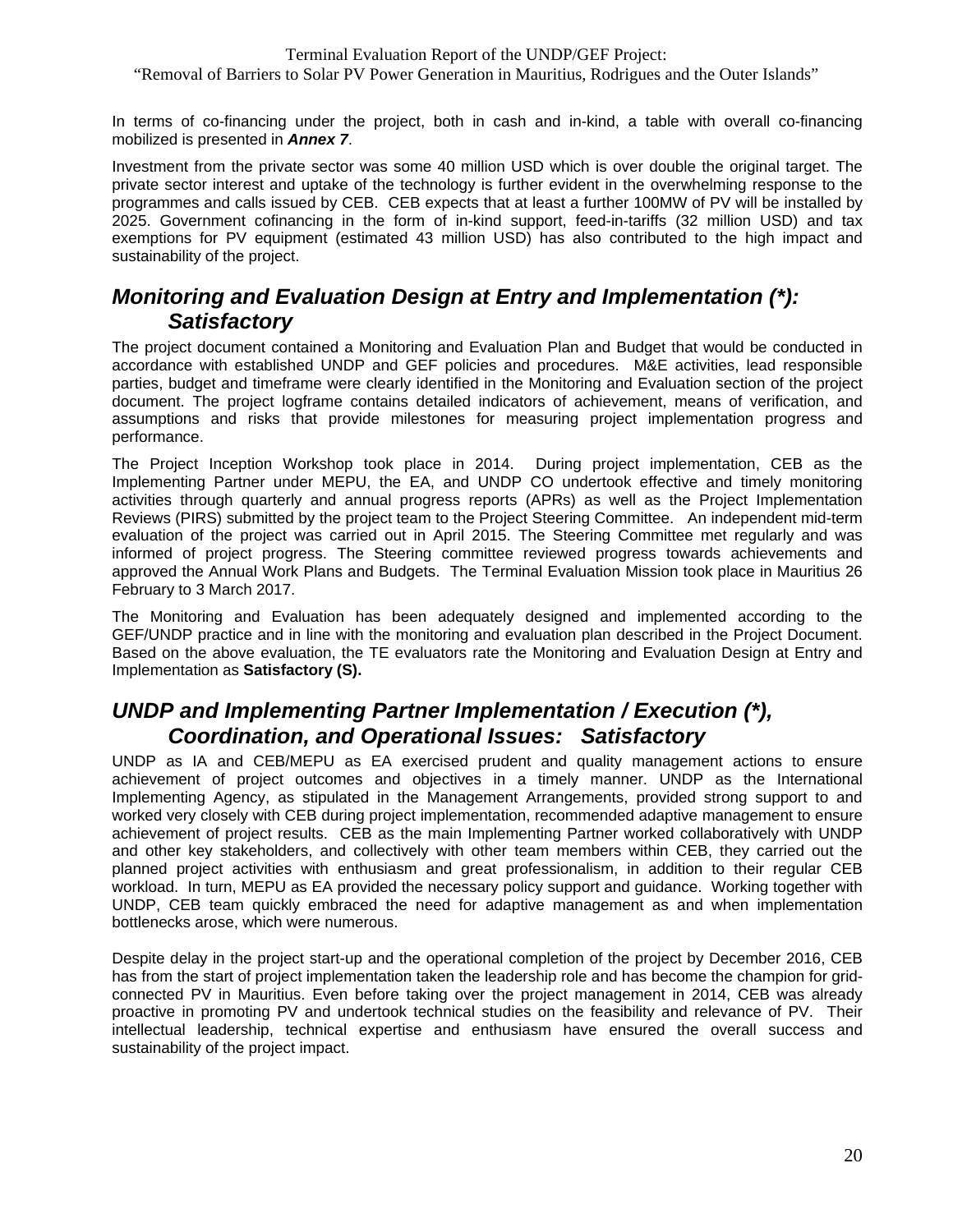In terms of co-financing under the project, both in cash and in-kind, a table with overall co-financing mobilized is presented in ***Annex 7***.

Investment from the private sector was some 40 million USD which is over double the original target. The private sector interest and uptake of the technology is further evident in the overwhelming response to the programmes and calls issued by CEB. CEB expects that at least a further 100MW of PV will be installed by 2025. Government cofinancing in the form of in-kind support, feed-in-tariffs (32 million USD) and tax exemptions for PV equipment (estimated 43 million USD) has also contributed to the high impact and sustainability of the project.

## *Monitoring and Evaluation Design at Entry and Implementation (*): Satisfactory*

The project document contained a Monitoring and Evaluation Plan and Budget that would be conducted in accordance with established UNDP and GEF policies and procedures. M&E activities, lead responsible parties, budget and timeframe were clearly identified in the Monitoring and Evaluation section of the project document. The project logframe contains detailed indicators of achievement, means of verification, and assumptions and risks that provide milestones for measuring project implementation progress and performance.

The Project Inception Workshop took place in 2014. During project implementation, CEB as the Implementing Partner under MEPU, the EA, and UNDP CO undertook effective and timely monitoring activities through quarterly and annual progress reports (APRs) as well as the Project Implementation Reviews (PIRS) submitted by the project team to the Project Steering Committee. An independent mid-term evaluation of the project was carried out in April 2015. The Steering Committee met regularly and was informed of project progress. The Steering committee reviewed progress towards achievements and approved the Annual Work Plans and Budgets. The Terminal Evaluation Mission took place in Mauritius 26 February to 3 March 2017.

The Monitoring and Evaluation has been adequately designed and implemented according to the GEF/UNDP practice and in line with the monitoring and evaluation plan described in the Project Document. Based on the above evaluation, the TE evaluators rate the Monitoring and Evaluation Design at Entry and Implementation as **Satisfactory (S).**

## *UNDP and Implementing Partner Implementation / Execution (*), Coordination, and Operational Issues: Satisfactory*

UNDP as IA and CEB/MEPU as EA exercised prudent and quality management actions to ensure achievement of project outcomes and objectives in a timely manner. UNDP as the International Implementing Agency, as stipulated in the Management Arrangements, provided strong support to and worked very closely with CEB during project implementation, recommended adaptive management to ensure achievement of project results. CEB as the main Implementing Partner worked collaboratively with UNDP and other key stakeholders, and collectively with other team members within CEB, they carried out the planned project activities with enthusiasm and great professionalism, in addition to their regular CEB workload. In turn, MEPU as EA provided the necessary policy support and guidance. Working together with UNDP, CEB team quickly embraced the need for adaptive management as and when implementation bottlenecks arose, which were numerous.

Despite delay in the project start-up and the operational completion of the project by December 2016, CEB has from the start of project implementation taken the leadership role and has become the champion for grid-connected PV in Mauritius. Even before taking over the project management in 2014, CEB was already proactive in promoting PV and undertook technical studies on the feasibility and relevance of PV. Their intellectual leadership, technical expertise and enthusiasm have ensured the overall success and sustainability of the project impact.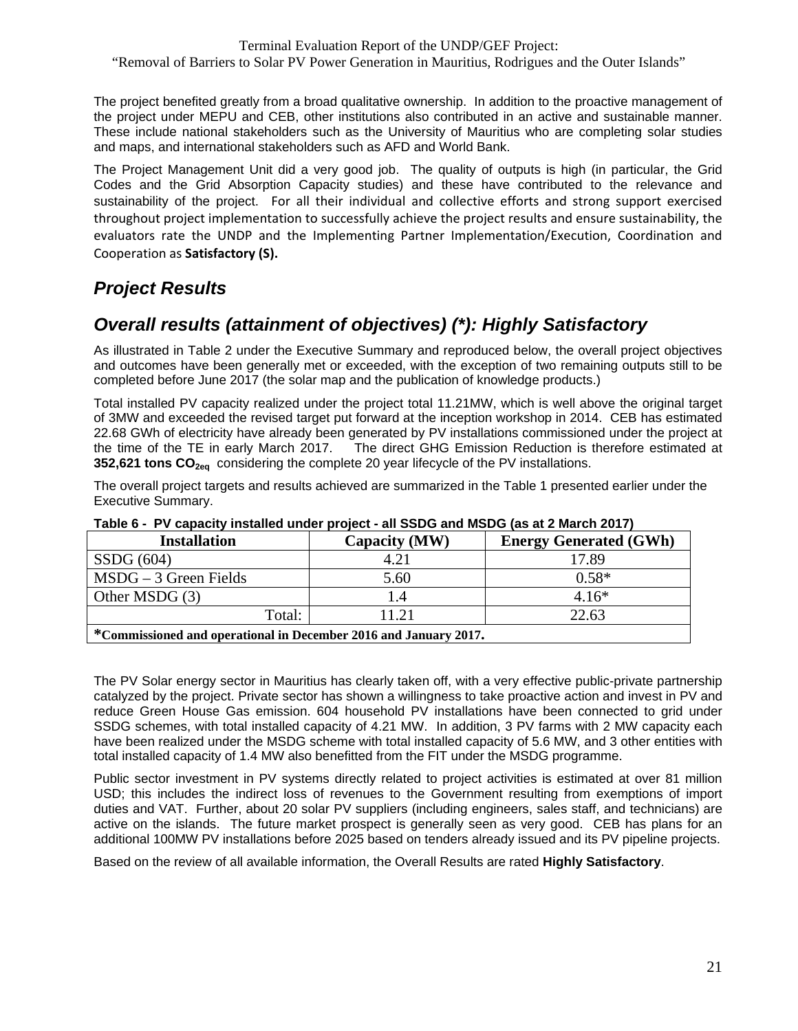The project benefited greatly from a broad qualitative ownership. In addition to the proactive management of the project under MEPU and CEB, other institutions also contributed in an active and sustainable manner. These include national stakeholders such as the University of Mauritius who are completing solar studies and maps, and international stakeholders such as AFD and World Bank.

The Project Management Unit did a very good job. The quality of outputs is high (in particular, the Grid Codes and the Grid Absorption Capacity studies) and these have contributed to the relevance and sustainability of the project. For all their individual and collective efforts and strong support exercised throughout project implementation to successfully achieve the project results and ensure sustainability, the evaluators rate the UNDP and the Implementing Partner Implementation/Execution, Coordination and Cooperation as **Satisfactory (S).**

## *Project Results*

## *Overall results (attainment of objectives) (\*): Highly Satisfactory*

As illustrated in Table 2 under the Executive Summary and reproduced below, the overall project objectives and outcomes have been generally met or exceeded, with the exception of two remaining outputs still to be completed before June 2017 (the solar map and the publication of knowledge products.)

Total installed PV capacity realized under the project total 11.21MW, which is well above the original target of 3MW and exceeded the revised target put forward at the inception workshop in 2014. CEB has estimated 22.68 GWh of electricity have already been generated by PV installations commissioned under the project at the time of the TE in early March 2017. The direct GHG Emission Reduction is therefore estimated at **352,621 tons $CO_{2eq}$** considering the complete 20 year lifecycle of the PV installations.

The overall project targets and results achieved are summarized in the Table 1 presented earlier under the Executive Summary.

**Table 6 - PV capacity installed under project - all SSDG and MSDG (as at 2 March 2017)**

| Installation | Capacity (MW) | Energy Generated (GWh) |
|---|---|---|
| SSDG (604) | 4.21 | 17.89 |
| MSDG – 3 Green Fields | 5.60 | 0.58* |
| Other MSDG (3) | 1.4 | 4.16* |
| Total: | 11.21 | 22.63 |

***Commissioned and operational in December 2016 and January 2017.**

The PV Solar energy sector in Mauritius has clearly taken off, with a very effective public-private partnership catalyzed by the project. Private sector has shown a willingness to take proactive action and invest in PV and reduce Green House Gas emission. 604 household PV installations have been connected to grid under SSDG schemes, with total installed capacity of 4.21 MW. In addition, 3 PV farms with 2 MW capacity each have been realized under the MSDG scheme with total installed capacity of 5.6 MW, and 3 other entities with total installed capacity of 1.4 MW also benefitted from the FIT under the MSDG programme.

Public sector investment in PV systems directly related to project activities is estimated at over 81 million USD; this includes the indirect loss of revenues to the Government resulting from exemptions of import duties and VAT. Further, about 20 solar PV suppliers (including engineers, sales staff, and technicians) are active on the islands. The future market prospect is generally seen as very good. CEB has plans for an additional 100MW PV installations before 2025 based on tenders already issued and its PV pipeline projects.

Based on the review of all available information, the Overall Results are rated **Highly Satisfactory**.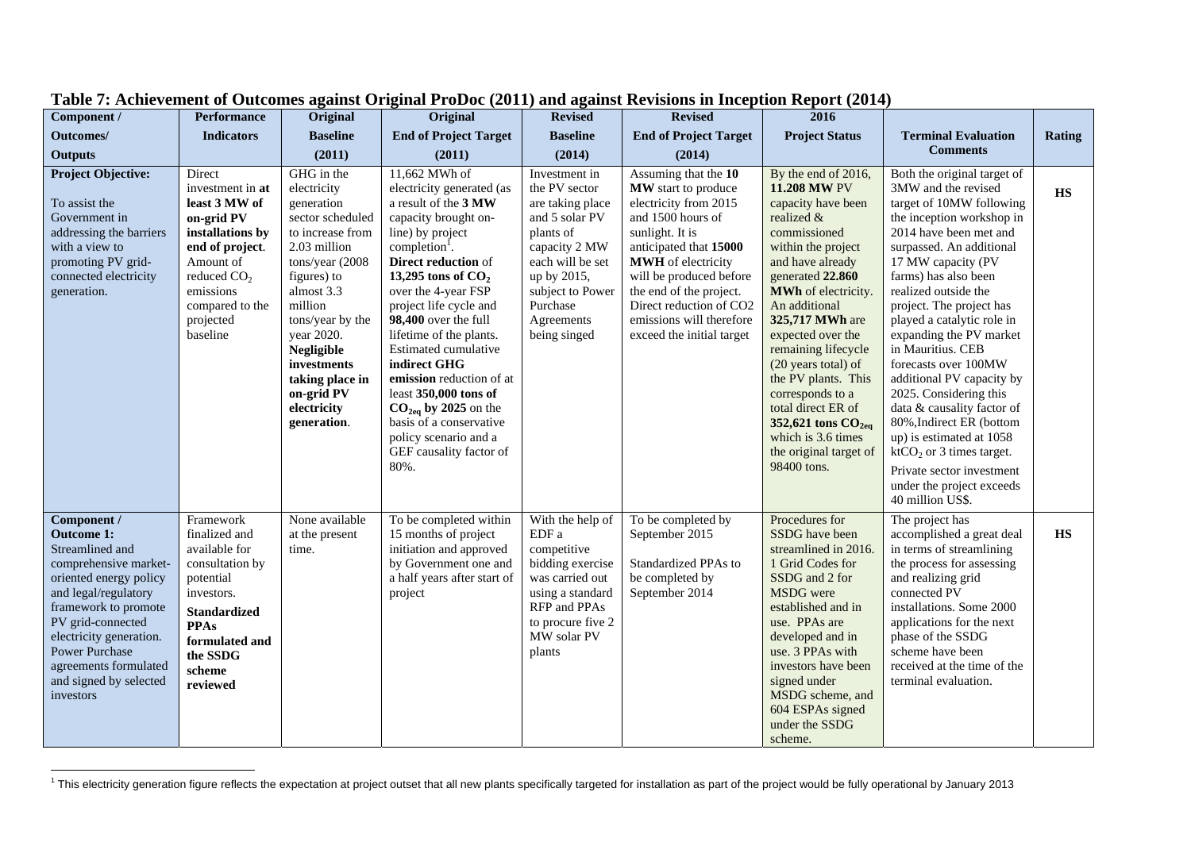**Table 7: Achievement of Outcomes against Original ProDoc (2011) and against Revisions in Inception Report (2014)**

| Component / Outcomes/ Outputs | Performance Indicators | Original Baseline (2011) | Original End of Project Target (2011) | Revised Baseline (2014) | Revised End of Project Target (2014) | 2016 Project Status | Terminal Evaluation Comments | Rating |
|---|---|---|---|---|---|---|---|---|
| **Project Objective:** To assist the Government in addressing the barriers with a view to promoting PV grid-connected electricity generation. | Direct investment in **at least 3 MW of on-grid PV installations by end of project**. Amount of reduced $CO_2$ emissions compared to the projected baseline | GHG in the electricity generation sector scheduled to increase from 2.03 million tons/year (2008 figures) to almost 3.3 million tons/year by the year 2020. **Negligible investments taking place in on-grid PV electricity generation**. | 11,662 MWh of electricity generated (as a result of the **3 MW** capacity brought on-line) by project completion[1]. **Direct reduction** of **13,295 tons of $CO_2$** over the 4-year FSP project life cycle and **98,400** over the full lifetime of the plants. Estimated cumulative **indirect GHG emission** reduction of at least **350,000 tons of $CO_{2eq}$ by 2025** on the basis of a conservative policy scenario and a GEF causality factor of 80%. | Investment in the PV sector are taking place and 5 solar PV plants of capacity 2 MW each will be set up by 2015, subject to Power Purchase Agreements being singed | Assuming that the **10 MW** start to produce electricity from 2015 and 1500 hours of sunlight. It is anticipated that **15000 MWH** of electricity will be produced before the end of the project. Direct reduction of CO2 emissions will therefore exceed the initial target | By the end of 2016, **11.208 MW** PV capacity have been realized & commissioned within the project and have already generated **22.860 MWh** of electricity. An additional **325,717 MWh** are expected over the remaining lifecycle (20 years total) of the PV plants. This corresponds to a total direct ER of **352,621 tons $CO_{2eq}$** which is 3.6 times the original target of 98400 tons. | Both the original target of 3MW and the revised target of 10MW following the inception workshop in 2014 have been met and surpassed. An additional 17 MW capacity (PV farms) has also been realized outside the project. The project has played a catalytic role in expanding the PV market in Mauritius. CEB forecasts over 100MW additional PV capacity by 2025. Considering this data & causality factor of 80%,Indirect ER (bottom up) is estimated at 1058 $ktCO_2$ or 3 times target. Private sector investment under the project exceeds 40 million US$. | **HS** |
| **Component / Outcome 1:** Streamlined and comprehensive market-oriented energy policy and legal/regulatory framework to promote PV grid-connected electricity generation. Power Purchase agreements formulated and signed by selected investors | Framework finalized and available for consultation by potential investors. **Standardized PPAs formulated and the SSDG scheme reviewed** | None available at the present time. | To be completed within 15 months of project initiation and approved by Government one and a half years after start of project | With the help of EDF a competitive bidding exercise was carried out using a standard RFP and PPAs to procure five 2 MW solar PV plants | To be completed by September 2015<br><br>Standardized PPAs to be completed by September 2014 | Procedures for SSDG have been streamlined in 2016. 1 Grid Codes for SSDG and 2 for MSDG were established and in use. PPAs are developed and in use. 3 PPAs with investors have been signed under MSDG scheme, and 604 ESPAs signed under the SSDG scheme. | The project has accomplished a great deal in terms of streamlining the process for assessing and realizing grid connected PV installations. Some 2000 applications for the next phase of the SSDG scheme have been received at the time of the terminal evaluation. | **HS** |

[1] This electricity generation figure reflects the expectation at project outset that all new plants specifically targeted for installation as part of the project would be fully operational by January 2013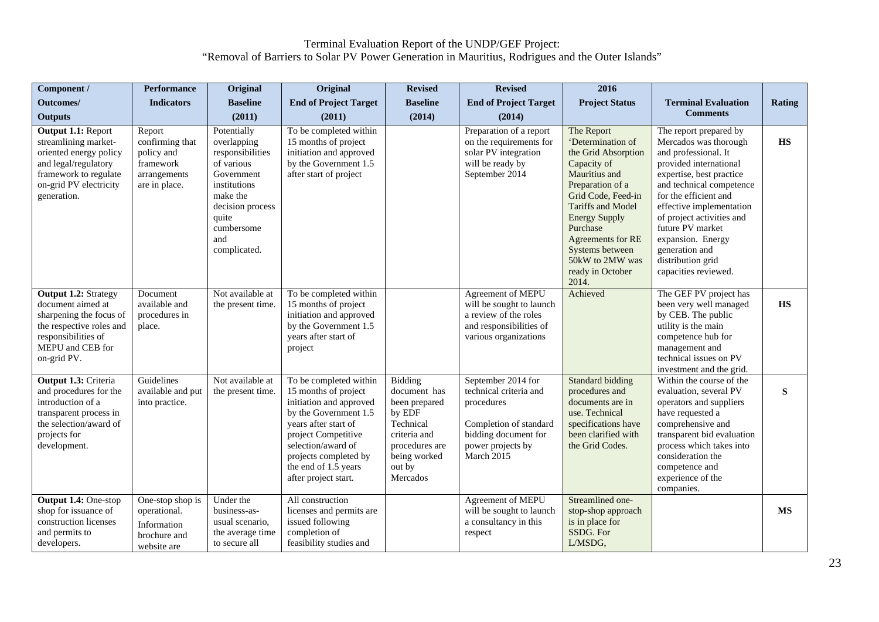| Component / Outcomes/ Outputs | Performance Indicators | Original Baseline (2011) | Original End of Project Target (2011) | Revised Baseline (2014) | Revised End of Project Target (2014) | 2016 Project Status | Terminal Evaluation Comments | Rating |
|---|---|---|---|---|---|---|---|---|
| **Output 1.1:** Report streamlining market-oriented energy policy and legal/regulatory framework to regulate on-grid PV electricity generation. | Report confirming that policy and framework arrangements are in place. | Potentially overlapping responsibilities of various Government institutions make the decision process quite cumbersome and complicated. | To be completed within 15 months of project initiation and approved by the Government 1.5 after start of project | | Preparation of a report on the requirements for solar PV integration will be ready by September 2014 | The Report 'Determination of the Grid Absorption Capacity of Mauritius and Preparation of a Grid Code, Feed-in Tariffs and Model Energy Supply Purchase Agreements for RE Systems between 50kW to 2MW was ready in October 2014. | The report prepared by Mercados was thorough and professional. It provided international expertise, best practice and technical competence for the efficient and effective implementation of project activities and future PV market expansion. Energy generation and distribution grid capacities reviewed. | **HS** |
| **Output 1.2:** Strategy document aimed at sharpening the focus of the respective roles and responsibilities of MEPU and CEB for on-grid PV. | Document available and procedures in place. | Not available at the present time. | To be completed within 15 months of project initiation and approved by the Government 1.5 years after start of project | | Agreement of MEPU will be sought to launch a review of the roles and responsibilities of various organizations | Achieved | The GEF PV project has been very well managed by CEB. The public utility is the main competence hub for management and technical issues on PV investment and the grid. | **HS** |
| **Output 1.3:** Criteria and procedures for the introduction of a transparent process in the selection/award of projects for development. | Guidelines available and put into practice. | Not available at the present time. | To be completed within 15 months of project initiation and approved by the Government 1.5 years after start of project Competitive selection/award of projects completed by the end of 1.5 years after project start. | Bidding document has been prepared by EDF Technical criteria and procedures are being worked out by Mercados | September 2014 for technical criteria and procedures<br><br>Completion of standard bidding document for power projects by March 2015 | Standard bidding procedures and documents are in use. Technical specifications have been clarified with the Grid Codes. | Within the course of the evaluation, several PV operators and suppliers have requested a comprehensive and transparent bid evaluation process which takes into consideration the competence and experience of the companies. | **S** |
| **Output 1.4:** One-stop shop for issuance of construction licenses and permits to developers. | One-stop shop is operational.<br><br>Information brochure and website are | Under the business-as-usual scenario, the average time to secure all | All construction licenses and permits are issued following completion of feasibility studies and | | Agreement of MEPU will be sought to launch a consultancy in this respect | Streamlined one-stop-shop approach is in place for SSDG. For L/MSDG, | | **MS** |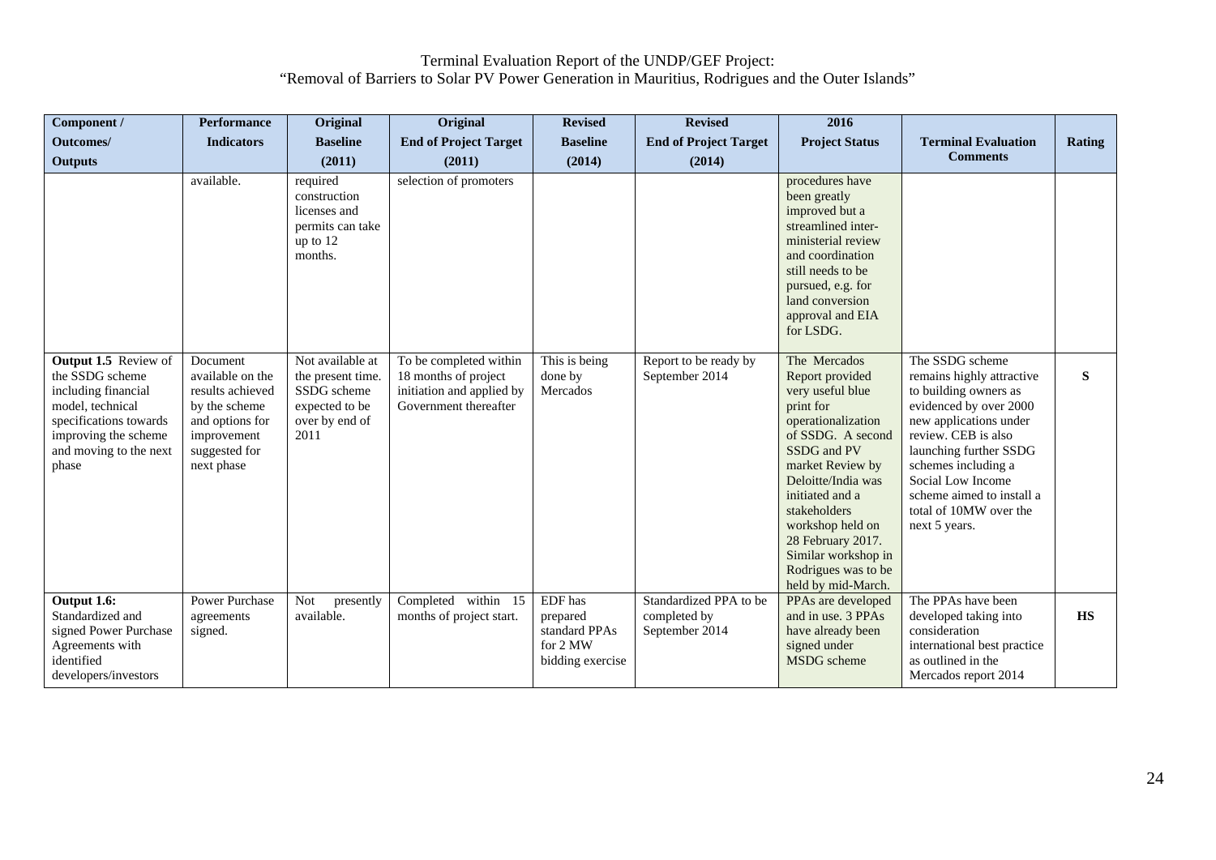| Component / Outcomes/ Outputs | Performance Indicators | Original Baseline (2011) | Original End of Project Target (2011) | Revised Baseline (2014) | Revised End of Project Target (2014) | 2016 Project Status | Terminal Evaluation Comments | Rating |
|---|---|---|---|---|---|---|---|---|
| | available. | required construction licenses and permits can take up to 12 months. | selection of promoters | | | procedures have been greatly improved but a streamlined inter-ministerial review and coordination still needs to be pursued, e.g. for land conversion approval and EIA for LSDG. | | |
| **Output 1.5** Review of the SSDG scheme including financial model, technical specifications towards improving the scheme and moving to the next phase | Document available on the results achieved by the scheme and options for improvement suggested for next phase | Not available at the present time. SSDG scheme expected to be over by end of 2011 | To be completed within 18 months of project initiation and applied by Government thereafter | This is being done by Mercados | Report to be ready by September 2014 | The Mercados Report provided very useful blue print for operationalization of SSDG. A second SSDG and PV market Review by Deloitte/India was initiated and a stakeholders workshop held on 28 February 2017. Similar workshop in Rodrigues was to be held by mid-March. | The SSDG scheme remains highly attractive to building owners as evidenced by over 2000 new applications under review. CEB is also launching further SSDG schemes including a Social Low Income scheme aimed to install a total of 10MW over the next 5 years. | **S** |
| **Output 1.6:** Standardized and signed Power Purchase Agreements with identified developers/investors | Power Purchase agreements signed. | Not presently available. | Completed within 15 months of project start. | EDF has prepared standard PPAs for 2 MW bidding exercise | Standardized PPA to be completed by September 2014 | PPAs are developed and in use. 3 PPAs have already been signed under MSDG scheme | The PPAs have been developed taking into consideration international best practice as outlined in the Mercados report 2014 | **HS** |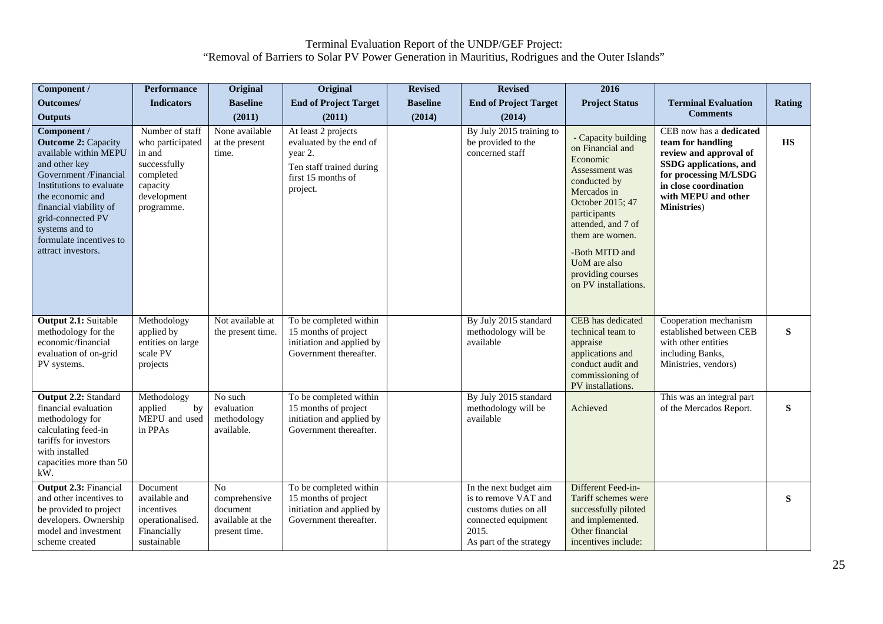| Component / Outcomes/ Outputs | Performance Indicators | Original Baseline (2011) | Original End of Project Target (2011) | Revised Baseline (2014) | Revised End of Project Target (2014) | 2016 Project Status | Terminal Evaluation Comments | Rating |
|---|---|---|---|---|---|---|---|---|
| **Component / Outcome 2:** Capacity available within MEPU and other key Government /Financial Institutions to evaluate the economic and financial viability of grid-connected PV systems and to formulate incentives to attract investors. | Number of staff who participated in and successfully completed capacity development programme. | None available at the present time. | At least 2 projects evaluated by the end of year 2. Ten staff trained during first 15 months of project. | | By July 2015 training to be provided to the concerned staff | - Capacity building on Financial and Economic Assessment was conducted by Mercados in October 2015; 47 participants attended, and 7 of them are women. -Both MITD and UoM are also providing courses on PV installations. | CEB now has a **dedicated team for handling review and approval of SSDG applications, and for processing M/LSDG in close coordination with MEPU and other Ministries**) | **HS** |
| **Output 2.1:** Suitable methodology for the economic/financial evaluation of on-grid PV systems. | Methodology applied by entities on large scale PV projects | Not available at the present time. | To be completed within 15 months of project initiation and applied by Government thereafter. | | By July 2015 standard methodology will be available | CEB has dedicated technical team to appraise applications and conduct audit and commissioning of PV installations. | Cooperation mechanism established between CEB with other entities including Banks, Ministries, vendors) | **S** |
| **Output 2.2:** Standard financial evaluation methodology for calculating feed-in tariffs for investors with installed capacities more than 50 kW. | Methodology applied by MEPU and used in PPAs | No such evaluation methodology available. | To be completed within 15 months of project initiation and applied by Government thereafter. | | By July 2015 standard methodology will be available | Achieved | This was an integral part of the Mercados Report. | **S** |
| **Output 2.3:** Financial and other incentives to be provided to project developers. Ownership model and investment scheme created | Document available and incentives operationalised. Financially sustainable | No comprehensive document available at the present time. | To be completed within 15 months of project initiation and applied by Government thereafter. | | In the next budget aim is to remove VAT and customs duties on all connected equipment 2015. As part of the strategy | Different Feed-in-Tariff schemes were successfully piloted and implemented. Other financial incentives include: | | **S** |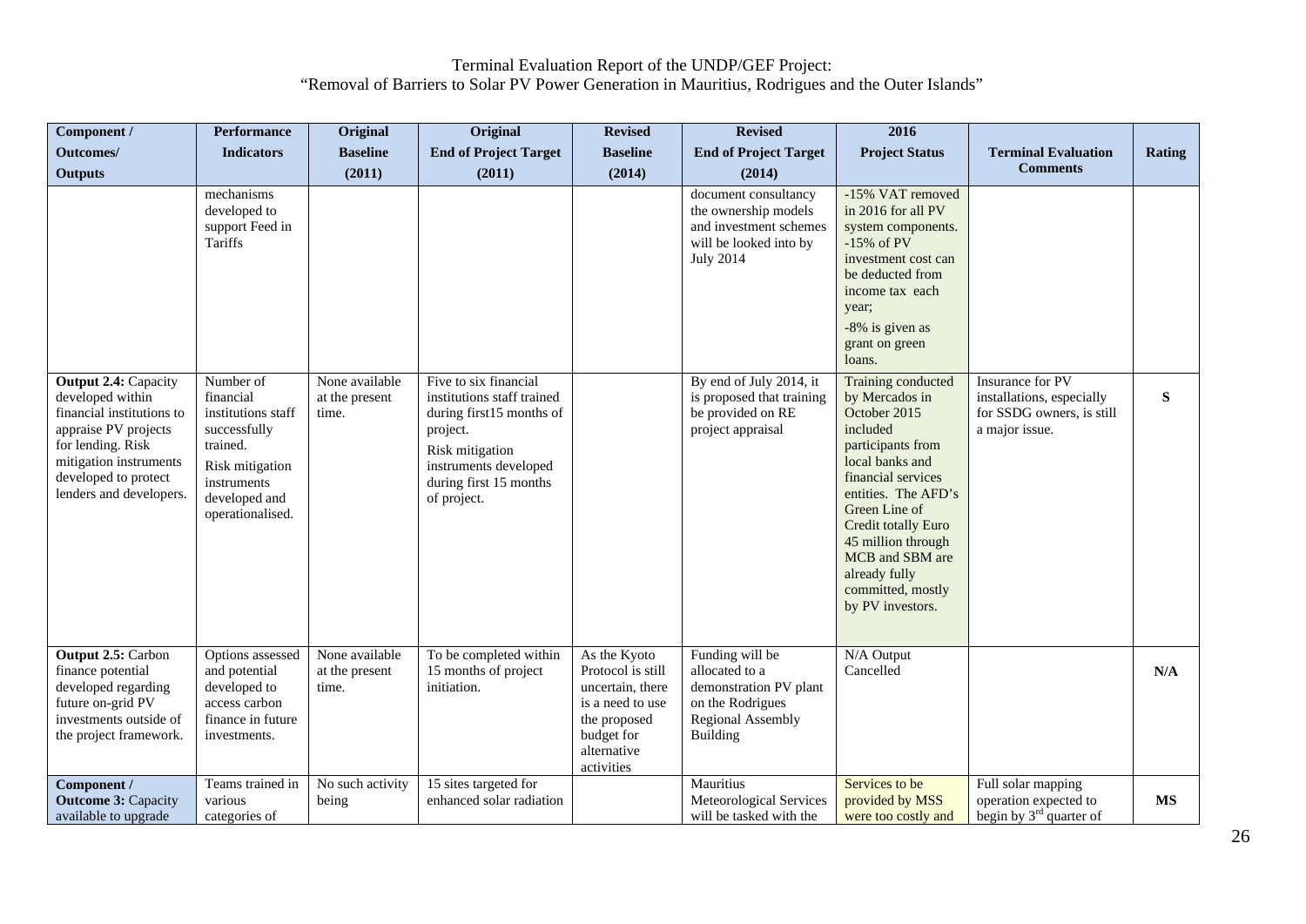| Component / Outcomes/ Outputs | Performance Indicators | Original Baseline (2011) | Original End of Project Target (2011) | Revised Baseline (2014) | Revised End of Project Target (2014) | 2016 Project Status | Terminal Evaluation Comments | Rating |
|---|---|---|---|---|---|---|---|---|
| | mechanisms developed to support Feed in Tariffs | | | | document consultancy the ownership models and investment schemes will be looked into by July 2014 | -15% VAT removed in 2016 for all PV system components. -15% of PV investment cost can be deducted from income tax each year; -8% is given as grant on green loans. | | |
| **Output 2.4:** Capacity developed within financial institutions to appraise PV projects for lending. Risk mitigation instruments developed to protect lenders and developers. | Number of financial institutions staff successfully trained. Risk mitigation instruments developed and operationalised. | None available at the present time. | Five to six financial institutions staff trained during first15 months of project. Risk mitigation instruments developed during first 15 months of project. | | By end of July 2014, it is proposed that training be provided on RE project appraisal | Training conducted by Mercados in October 2015 included participants from local banks and financial services entities. The AFD's Green Line of Credit totally Euro 45 million through MCB and SBM are already fully committed, mostly by PV investors. | Insurance for PV installations, especially for SSDG owners, is still a major issue. | **S** |
| **Output 2.5:** Carbon finance potential developed regarding future on-grid PV investments outside of the project framework. | Options assessed and potential developed to access carbon finance in future investments. | None available at the present time. | To be completed within 15 months of project initiation. | As the Kyoto Protocol is still uncertain, there is a need to use the proposed budget for alternative activities | Funding will be allocated to a demonstration PV plant on the Rodrigues Regional Assembly Building | N/A Output Cancelled | | **N/A** |
| **Component / Outcome 3:** Capacity available to upgrade | Teams trained in various categories of | No such activity being | 15 sites targeted for enhanced solar radiation | | Mauritius Meteorological Services will be tasked with the | Services to be provided by MSS were too costly and | Full solar mapping operation expected to begin by 3rd quarter of | **MS** |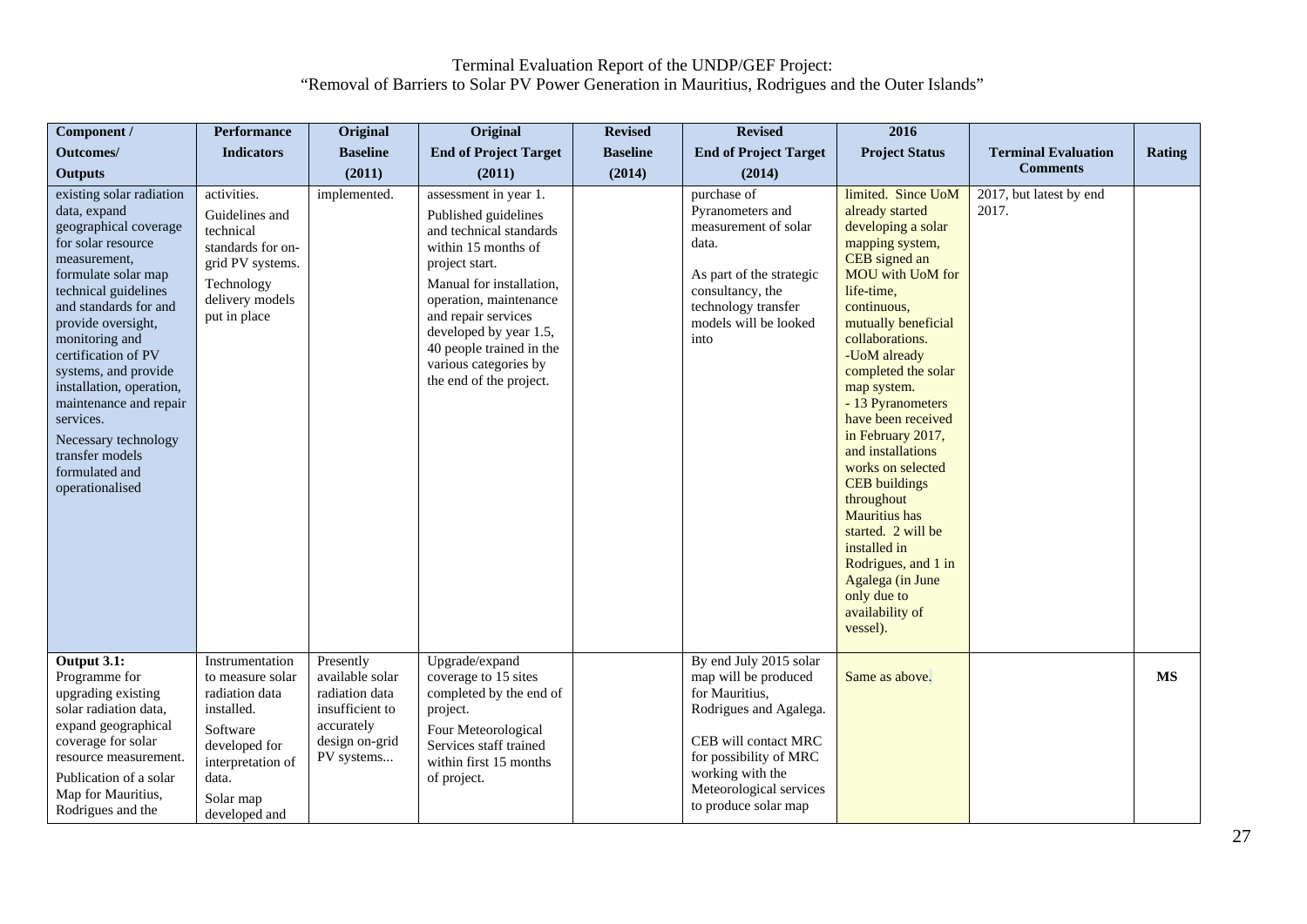| Component / Outcomes/ Outputs | Performance Indicators | Original Baseline (2011) | Original End of Project Target (2011) | Revised Baseline (2014) | Revised End of Project Target (2014) | 2016 Project Status | Terminal Evaluation Comments | Rating |
|---|---|---|---|---|---|---|---|---|
| existing solar radiation data, expand geographical coverage for solar resource measurement, formulate solar map technical guidelines and standards for and provide oversight, monitoring and certification of PV systems, and provide installation, operation, maintenance and repair services. Necessary technology transfer models formulated and operationalised | activities. Guidelines and technical standards for on-grid PV systems. Technology delivery models put in place | implemented. | assessment in year 1. Published guidelines and technical standards within 15 months of project start. Manual for installation, operation, maintenance and repair services developed by year 1.5, 40 people trained in the various categories by the end of the project. | | purchase of Pyranometers and measurement of solar data. As part of the strategic consultancy, the technology transfer models will be looked into | limited. Since UoM already started developing a solar mapping system, CEB signed an MOU with UoM for life-time, continuous, mutually beneficial collaborations. -UoM already completed the solar map system. - 13 Pyranometers have been received in February 2017, and installations works on selected CEB buildings throughout Mauritius has started. 2 will be installed in Rodrigues, and 1 in Agalega (in June only due to availability of vessel). | 2017, but latest by end 2017. | |
| **Output 3.1:** Programme for upgrading existing solar radiation data, expand geographical coverage for solar resource measurement. Publication of a solar Map for Mauritius, Rodrigues and the | Instrumentation to measure solar radiation data installed. Software developed for interpretation of data. Solar map developed and | Presently available solar radiation data insufficient to accurately design on-grid PV systems... | Upgrade/expand coverage to 15 sites completed by the end of project. Four Meteorological Services staff trained within first 15 months of project. | | By end July 2015 solar map will be produced for Mauritius, Rodrigues and Agalega. CEB will contact MRC for possibility of MRC working with the Meteorological services to produce solar map | Same as above. | | **MS** |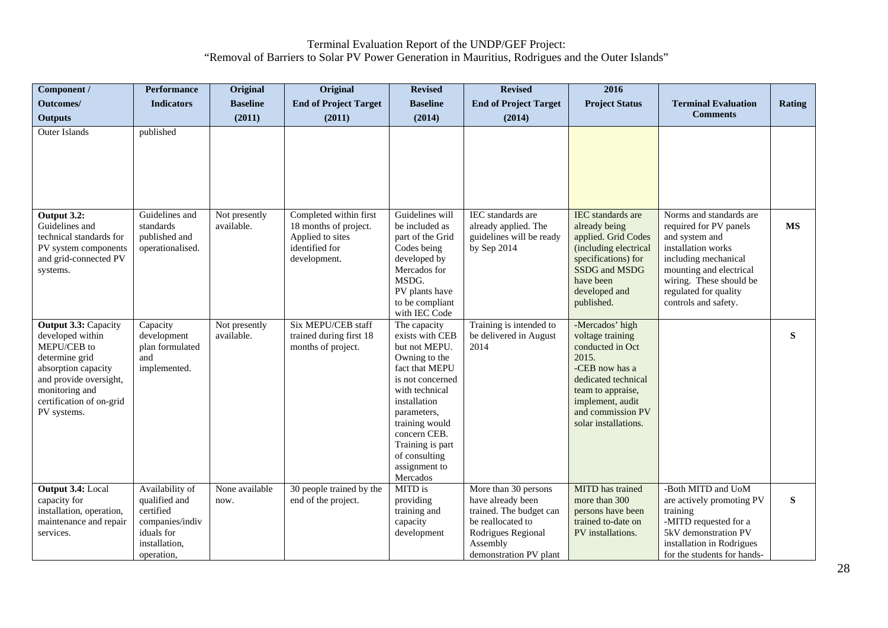| Component / Outcomes/ Outputs | Performance Indicators | Original Baseline (2011) | Original End of Project Target (2011) | Revised Baseline (2014) | Revised End of Project Target (2014) | 2016 Project Status | Terminal Evaluation Comments | Rating |
|---|---|---|---|---|---|---|---|---|
| Outer Islands | published | | | | | | | |
| **Output 3.2:** Guidelines and technical standards for PV system components and grid-connected PV systems. | Guidelines and standards published and operationalised. | Not presently available. | Completed within first 18 months of project. Applied to sites identified for development. | Guidelines will be included as part of the Grid Codes being developed by Mercados for MSDG. PV plants have to be compliant with IEC Code | IEC standards are already applied. The guidelines will be ready by Sep 2014 | IEC standards are already being applied. Grid Codes (including electrical specifications) for SSDG and MSDG have been developed and published. | Norms and standards are required for PV panels and system and installation works including mechanical mounting and electrical wiring. These should be regulated for quality controls and safety. | **MS** |
| **Output 3.3:** Capacity developed within MEPU/CEB to determine grid absorption capacity and provide oversight, monitoring and certification of on-grid PV systems. | Capacity development plan formulated and implemented. | Not presently available. | Six MEPU/CEB staff trained during first 18 months of project. | The capacity exists with CEB but not MEPU. Owning to the fact that MEPU is not concerned with technical installation parameters, training would concern CEB. Training is part of consulting assignment to Mercados | Training is intended to be delivered in August 2014 | -Mercados' high voltage training conducted in Oct 2015.<br>-CEB now has a dedicated technical team to appraise, implement, audit and commission PV solar installations. | | **S** |
| **Output 3.4:** Local capacity for installation, operation, maintenance and repair services. | Availability of qualified and certified companies/individuals for installation, operation, | None available now. | 30 people trained by the end of the project. | MITD is providing training and capacity development | More than 30 persons have already been trained. The budget can be reallocated to Rodrigues Regional Assembly demonstration PV plant | MITD has trained more than 300 persons have been trained to-date on PV installations. | -Both MITD and UoM are actively promoting PV training<br>-MITD requested for a 5kV demonstration PV installation in Rodrigues for the students for hands- | **S** |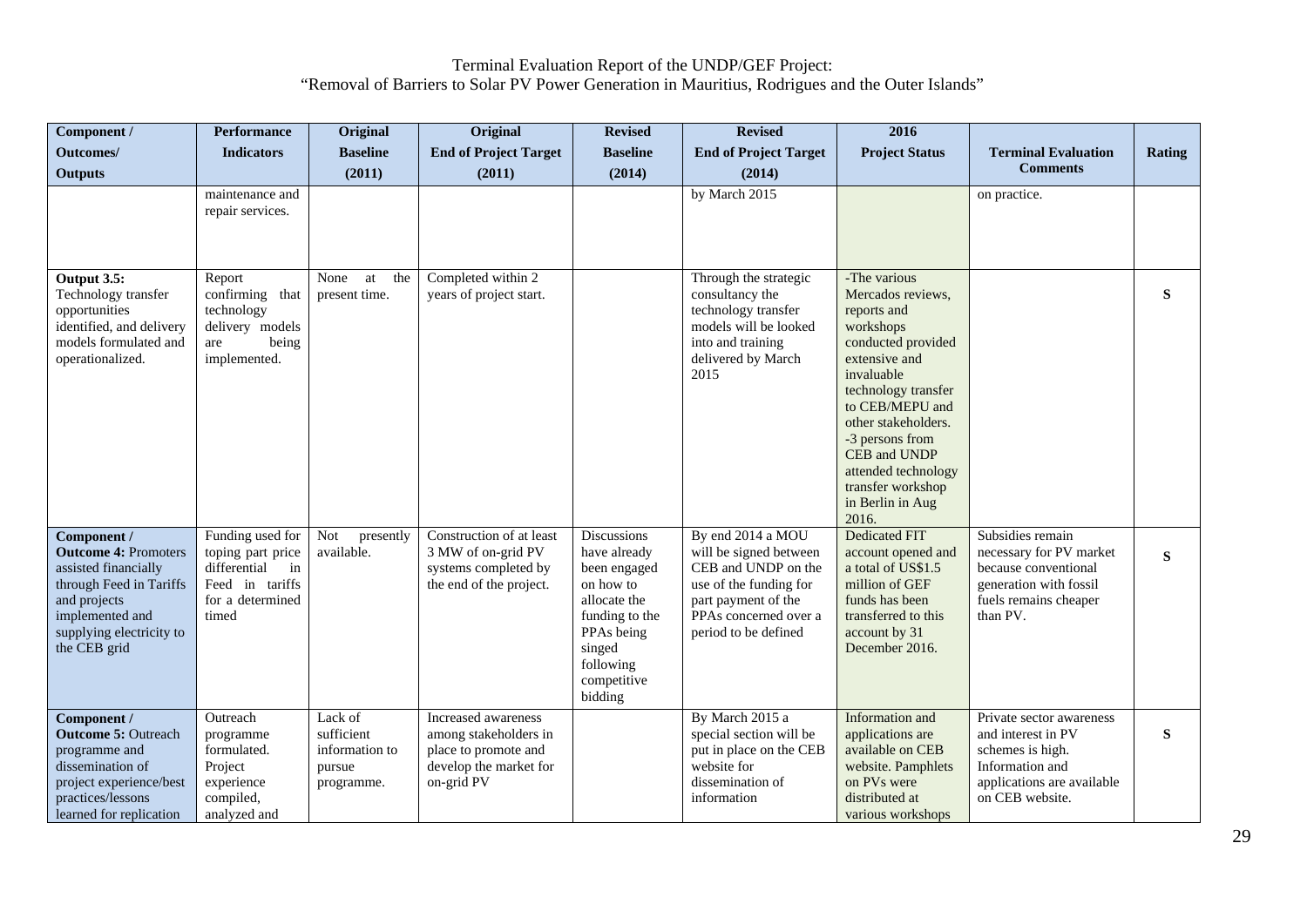| Component / Outcomes/ Outputs | Performance Indicators | Original Baseline (2011) | Original End of Project Target (2011) | Revised Baseline (2014) | Revised End of Project Target (2014) | 2016 Project Status | Terminal Evaluation Comments | Rating |
|---|---|---|---|---|---|---|---|---|
| | maintenance and repair services. | | | | by March 2015 | | on practice. | |
| **Output 3.5:** Technology transfer opportunities identified, and delivery models formulated and operationalized. | Report confirming that technology delivery models are being implemented. | None at the present time. | Completed within 2 years of project start. | | Through the strategic consultancy the technology transfer models will be looked into and training delivered by March 2015 | -The various Mercados reviews, reports and workshops conducted provided extensive and invaluable technology transfer to CEB/MEPU and other stakeholders.<br>-3 persons from CEB and UNDP attended technology transfer workshop in Berlin in Aug 2016. | | **S** |
| **Component / Outcome 4:** Promoters assisted financially through Feed in Tariffs and projects implemented and supplying electricity to the CEB grid | Funding used for toping part price differential in Feed in tariffs for a determined timed | Not presently available. | Construction of at least 3 MW of on-grid PV systems completed by the end of the project. | Discussions have already been engaged on how to allocate the funding to the PPAs being singed following competitive bidding | By end 2014 a MOU will be signed between CEB and UNDP on the use of the funding for part payment of the PPAs concerned over a period to be defined | Dedicated FIT account opened and a total of US$1.5 million of GEF funds has been transferred to this account by 31 December 2016. | Subsidies remain necessary for PV market because conventional generation with fossil fuels remains cheaper than PV. | **S** |
| **Component / Outcome 5:** Outreach programme and dissemination of project experience/best practices/lessons learned for replication | Outreach programme formulated. Project experience compiled, analyzed and | Lack of sufficient information to pursue programme. | Increased awareness among stakeholders in place to promote and develop the market for on-grid PV | | By March 2015 a special section will be put in place on the CEB website for dissemination of information | Information and applications are available on CEB website. Pamphlets on PVs were distributed at various workshops | Private sector awareness and interest in PV schemes is high. Information and applications are available on CEB website. | **S** |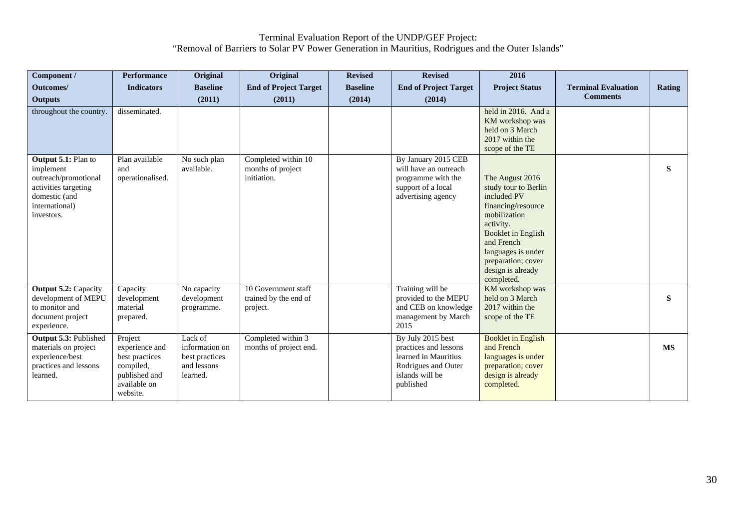| Component / Outcomes/ Outputs | Performance Indicators | Original Baseline (2011) | Original End of Project Target (2011) | Revised Baseline (2014) | Revised End of Project Target (2014) | 2016 Project Status | Terminal Evaluation Comments | Rating |
|---|---|---|---|---|---|---|---|---|
| throughout the country. | disseminated. | | | | | held in 2016. And a KM workshop was held on 3 March 2017 within the scope of the TE | | |
| **Output 5.1:** Plan to implement outreach/promotional activities targeting domestic (and international) investors. | Plan available and operationalised. | No such plan available. | Completed within 10 months of project initiation. | | By January 2015 CEB will have an outreach programme with the support of a local advertising agency | The August 2016 study tour to Berlin included PV financing/resource mobilization activity. Booklet in English and French languages is under preparation; cover design is already completed. | | **S** |
| **Output 5.2:** Capacity development of MEPU to monitor and document project experience. | Capacity development material prepared. | No capacity development programme. | 10 Government staff trained by the end of project. | | Training will be provided to the MEPU and CEB on knowledge management by March 2015 | KM workshop was held on 3 March 2017 within the scope of the TE | | **S** |
| **Output 5.3:** Published materials on project experience/best practices and lessons learned. | Project experience and best practices compiled, published and available on website. | Lack of information on best practices and lessons learned. | Completed within 3 months of project end. | | By July 2015 best practices and lessons learned in Mauritius Rodrigues and Outer islands will be published | Booklet in English and French languages is under preparation; cover design is already completed. | | **MS** |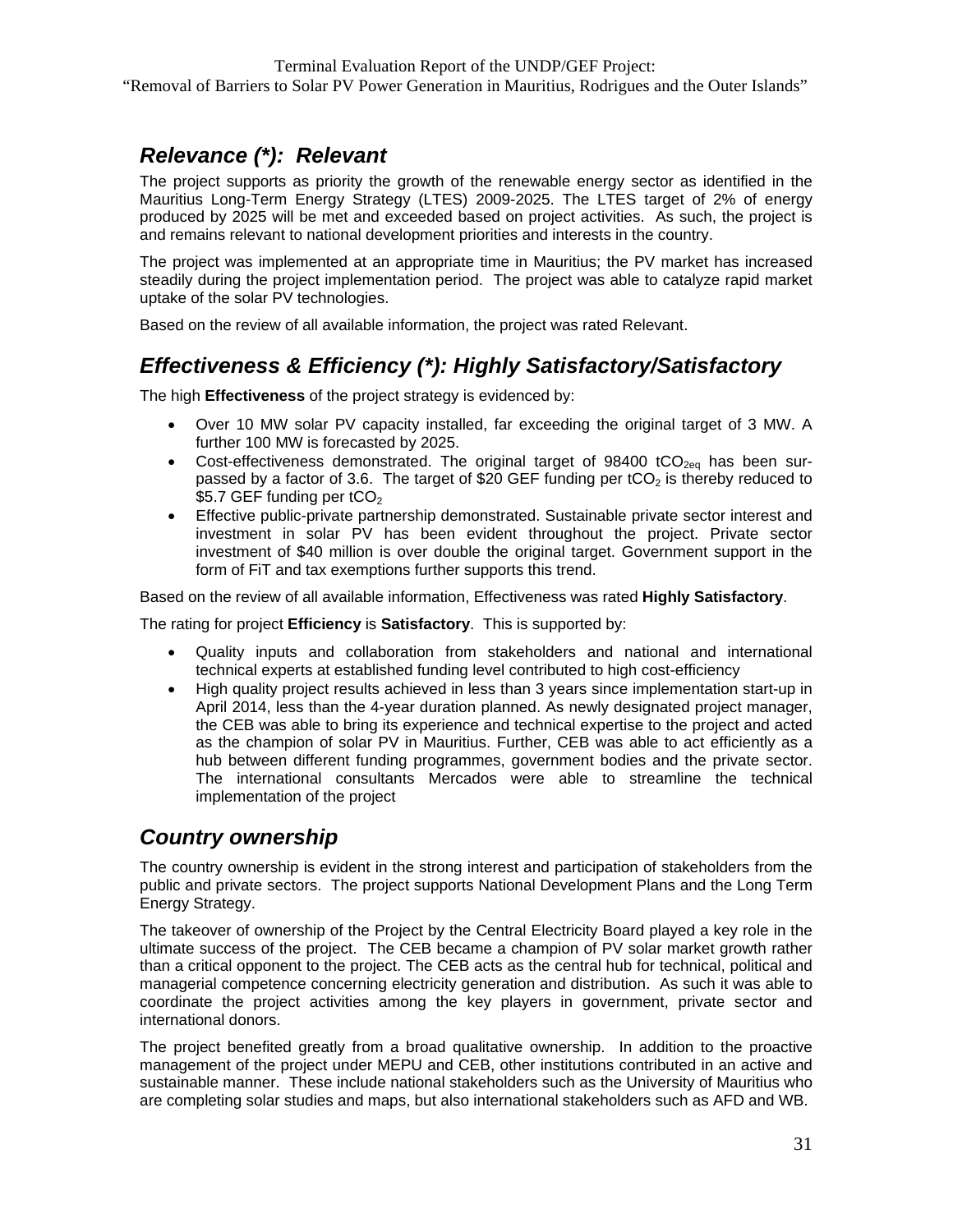## *Relevance (*): Relevant*

The project supports as priority the growth of the renewable energy sector as identified in the Mauritius Long-Term Energy Strategy (LTES) 2009-2025. The LTES target of 2% of energy produced by 2025 will be met and exceeded based on project activities. As such, the project is and remains relevant to national development priorities and interests in the country.

The project was implemented at an appropriate time in Mauritius; the PV market has increased steadily during the project implementation period. The project was able to catalyze rapid market uptake of the solar PV technologies.

Based on the review of all available information, the project was rated Relevant.

## *Effectiveness & Efficiency (*): Highly Satisfactory/Satisfactory*

The high **Effectiveness** of the project strategy is evidenced by:

- Over 10 MW solar PV capacity installed, far exceeding the original target of 3 MW. A further 100 MW is forecasted by 2025.
- Cost-effectiveness demonstrated. The original target of 98400 $tCO_{2eq}$ has been sur-passed by a factor of 3.6. The target of $20 GEF funding per $tCO_2$ is thereby reduced to $5.7 GEF funding per $tCO_2$
- Effective public-private partnership demonstrated. Sustainable private sector interest and investment in solar PV has been evident throughout the project. Private sector investment of $40 million is over double the original target. Government support in the form of FiT and tax exemptions further supports this trend.

Based on the review of all available information, Effectiveness was rated **Highly Satisfactory**.

The rating for project **Efficiency** is **Satisfactory**. This is supported by:

- Quality inputs and collaboration from stakeholders and national and international technical experts at established funding level contributed to high cost-efficiency
- High quality project results achieved in less than 3 years since implementation start-up in April 2014, less than the 4-year duration planned. As newly designated project manager, the CEB was able to bring its experience and technical expertise to the project and acted as the champion of solar PV in Mauritius. Further, CEB was able to act efficiently as a hub between different funding programmes, government bodies and the private sector. The international consultants Mercados were able to streamline the technical implementation of the project

## *Country ownership*

The country ownership is evident in the strong interest and participation of stakeholders from the public and private sectors. The project supports National Development Plans and the Long Term Energy Strategy.

The takeover of ownership of the Project by the Central Electricity Board played a key role in the ultimate success of the project. The CEB became a champion of PV solar market growth rather than a critical opponent to the project. The CEB acts as the central hub for technical, political and managerial competence concerning electricity generation and distribution. As such it was able to coordinate the project activities among the key players in government, private sector and international donors.

The project benefited greatly from a broad qualitative ownership. In addition to the proactive management of the project under MEPU and CEB, other institutions contributed in an active and sustainable manner. These include national stakeholders such as the University of Mauritius who are completing solar studies and maps, but also international stakeholders such as AFD and WB.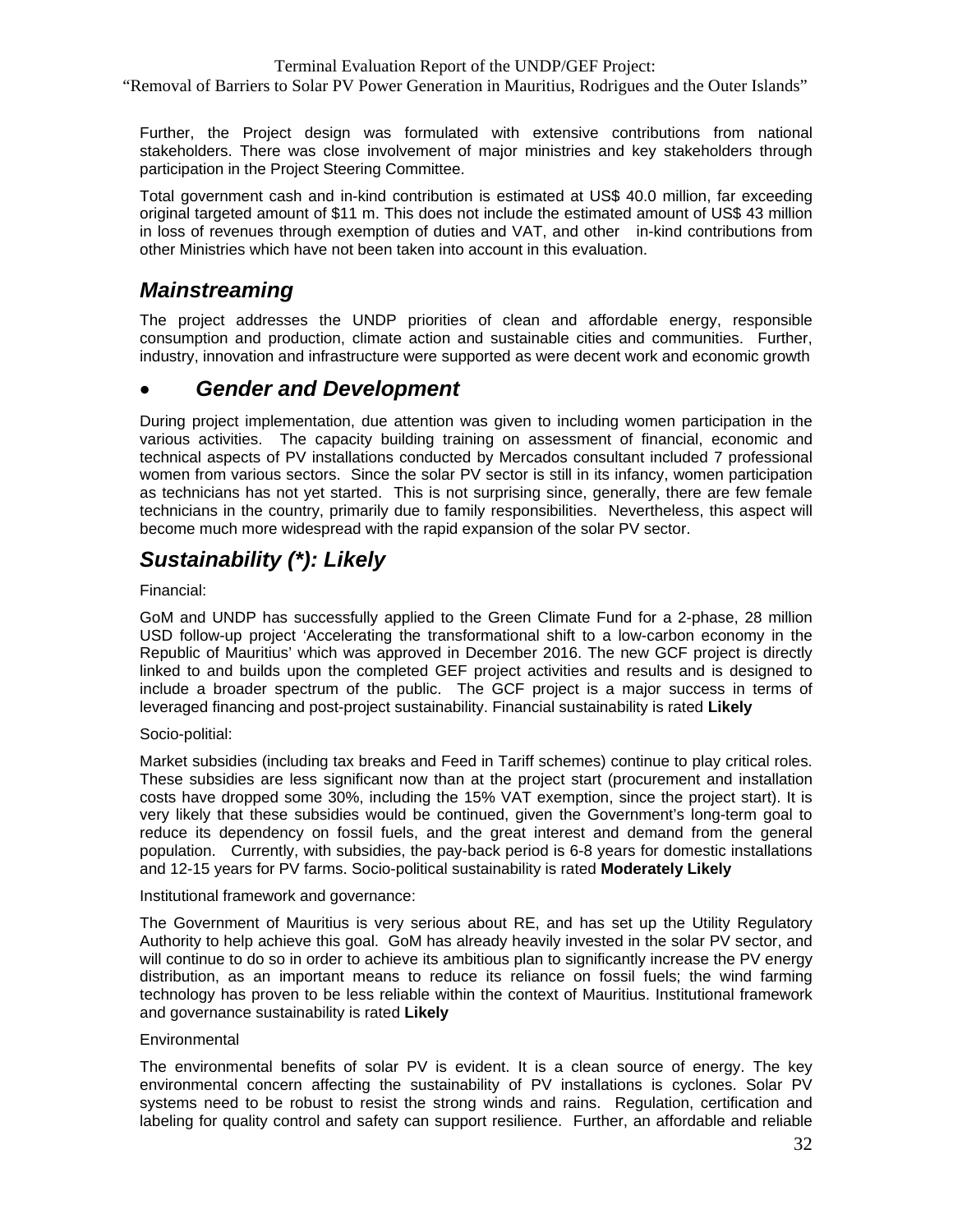Further, the Project design was formulated with extensive contributions from national stakeholders. There was close involvement of major ministries and key stakeholders through participation in the Project Steering Committee.

Total government cash and in-kind contribution is estimated at US$ 40.0 million, far exceeding original targeted amount of $11 m. This does not include the estimated amount of US$ 43 million in loss of revenues through exemption of duties and VAT, and other in-kind contributions from other Ministries which have not been taken into account in this evaluation.

## *Mainstreaming*

The project addresses the UNDP priorities of clean and affordable energy, responsible consumption and production, climate action and sustainable cities and communities. Further, industry, innovation and infrastructure were supported as were decent work and economic growth

- ## *Gender and Development*

During project implementation, due attention was given to including women participation in the various activities. The capacity building training on assessment of financial, economic and technical aspects of PV installations conducted by Mercados consultant included 7 professional women from various sectors. Since the solar PV sector is still in its infancy, women participation as technicians has not yet started. This is not surprising since, generally, there are few female technicians in the country, primarily due to family responsibilities. Nevertheless, this aspect will become much more widespread with the rapid expansion of the solar PV sector.

## *Sustainability (*): Likely*

Financial:

GoM and UNDP has successfully applied to the Green Climate Fund for a 2-phase, 28 million USD follow-up project 'Accelerating the transformational shift to a low-carbon economy in the Republic of Mauritius' which was approved in December 2016. The new GCF project is directly linked to and builds upon the completed GEF project activities and results and is designed to include a broader spectrum of the public. The GCF project is a major success in terms of leveraged financing and post-project sustainability. Financial sustainability is rated **Likely**

Socio-politial:

Market subsidies (including tax breaks and Feed in Tariff schemes) continue to play critical roles. These subsidies are less significant now than at the project start (procurement and installation costs have dropped some 30%, including the 15% VAT exemption, since the project start). It is very likely that these subsidies would be continued, given the Government's long-term goal to reduce its dependency on fossil fuels, and the great interest and demand from the general population. Currently, with subsidies, the pay-back period is 6-8 years for domestic installations and 12-15 years for PV farms. Socio-political sustainability is rated **Moderately Likely**

Institutional framework and governance:

The Government of Mauritius is very serious about RE, and has set up the Utility Regulatory Authority to help achieve this goal. GoM has already heavily invested in the solar PV sector, and will continue to do so in order to achieve its ambitious plan to significantly increase the PV energy distribution, as an important means to reduce its reliance on fossil fuels; the wind farming technology has proven to be less reliable within the context of Mauritius. Institutional framework and governance sustainability is rated **Likely**

Environmental

The environmental benefits of solar PV is evident. It is a clean source of energy. The key environmental concern affecting the sustainability of PV installations is cyclones. Solar PV systems need to be robust to resist the strong winds and rains. Regulation, certification and labeling for quality control and safety can support resilience. Further, an affordable and reliable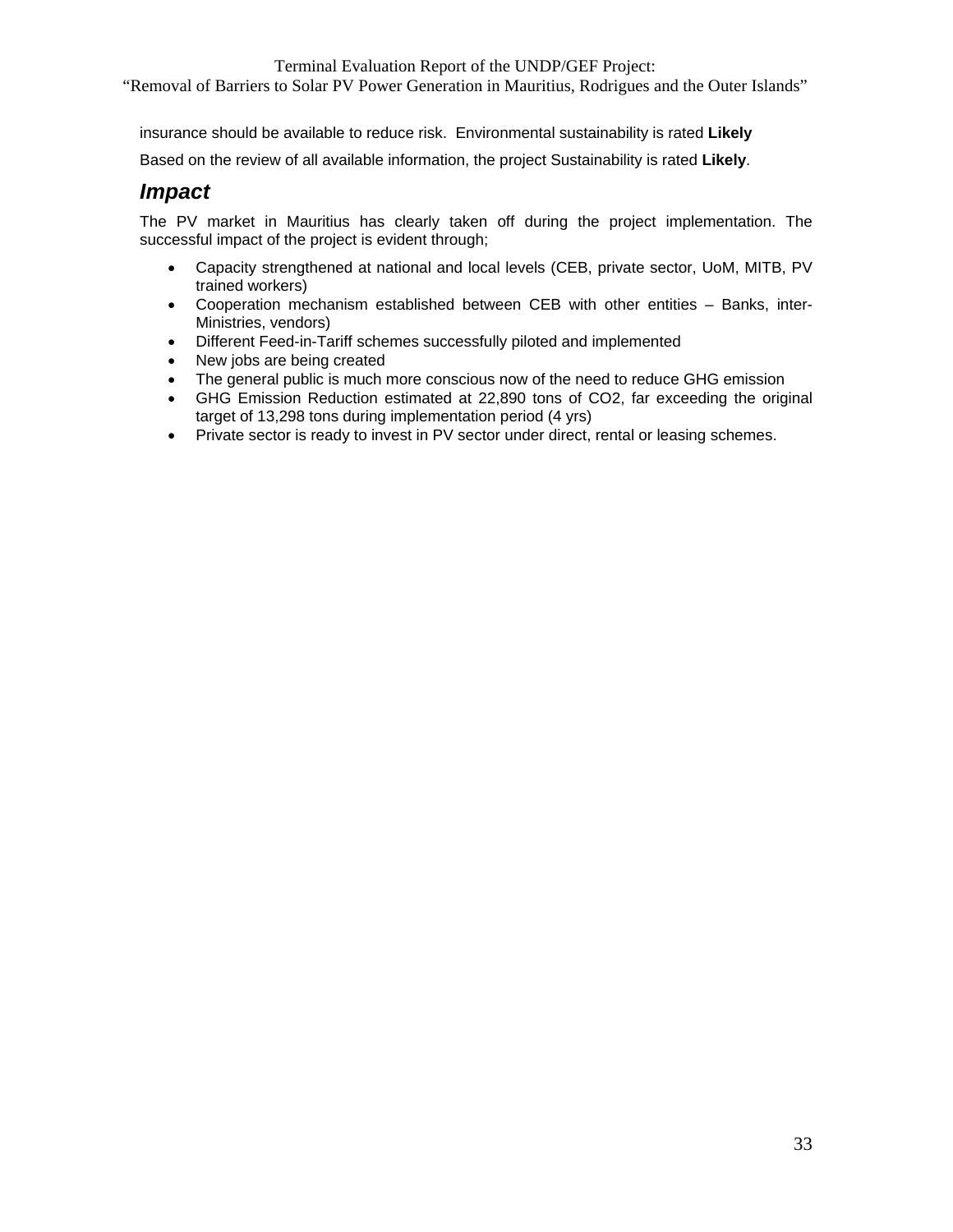insurance should be available to reduce risk. Environmental sustainability is rated **Likely**

Based on the review of all available information, the project Sustainability is rated **Likely**.

## ***Impact***

The PV market in Mauritius has clearly taken off during the project implementation. The successful impact of the project is evident through;

- Capacity strengthened at national and local levels (CEB, private sector, UoM, MITB, PV trained workers)
- Cooperation mechanism established between CEB with other entities – Banks, inter-Ministries, vendors)
- Different Feed-in-Tariff schemes successfully piloted and implemented
- New jobs are being created
- The general public is much more conscious now of the need to reduce GHG emission
- GHG Emission Reduction estimated at 22,890 tons of CO2, far exceeding the original target of 13,298 tons during implementation period (4 yrs)
- Private sector is ready to invest in PV sector under direct, rental or leasing schemes.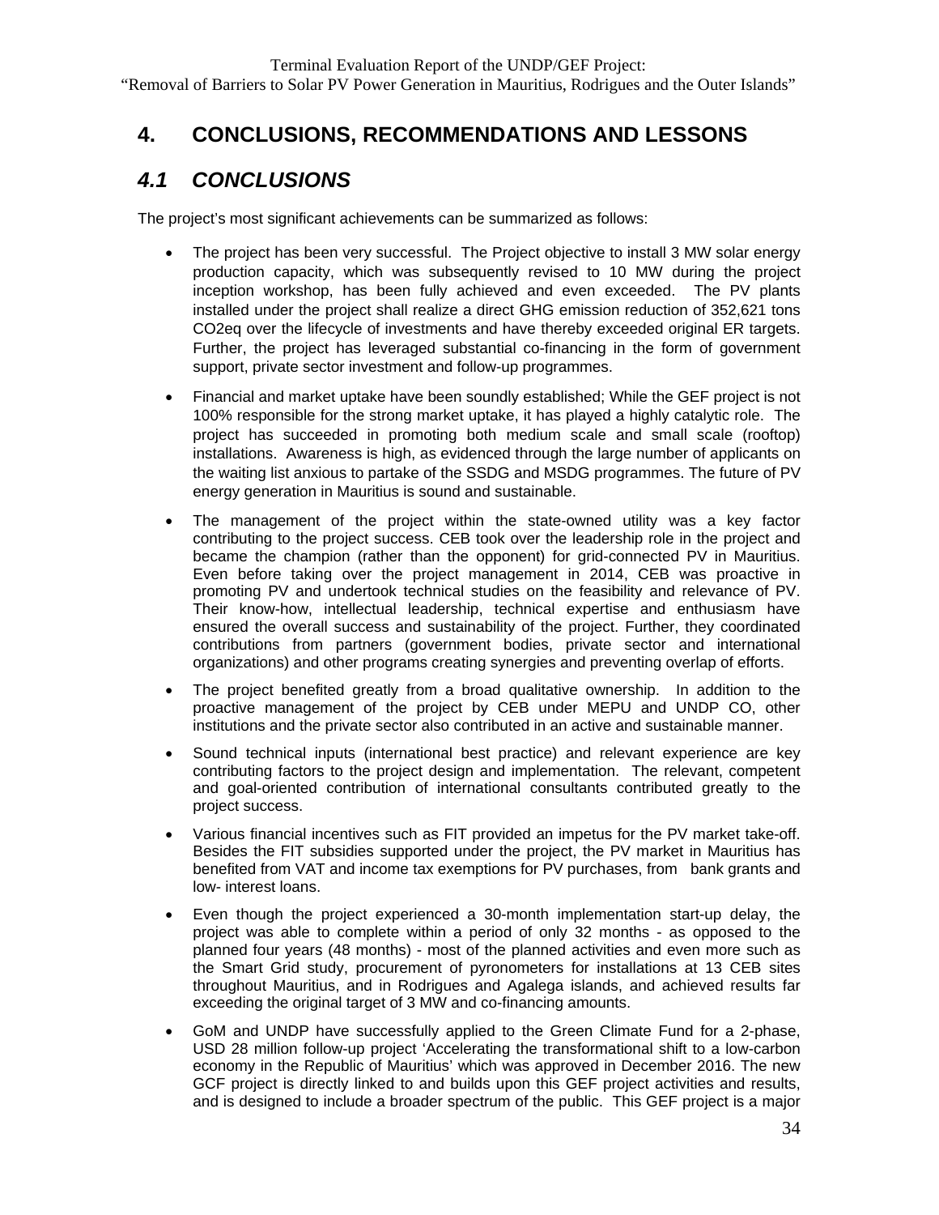# 4. CONCLUSIONS, RECOMMENDATIONS AND LESSONS

## *4.1 CONCLUSIONS*

The project's most significant achievements can be summarized as follows:

- The project has been very successful. The Project objective to install 3 MW solar energy production capacity, which was subsequently revised to 10 MW during the project inception workshop, has been fully achieved and even exceeded. The PV plants installed under the project shall realize a direct GHG emission reduction of 352,621 tons CO2eq over the lifecycle of investments and have thereby exceeded original ER targets. Further, the project has leveraged substantial co-financing in the form of government support, private sector investment and follow-up programmes.
- Financial and market uptake have been soundly established; While the GEF project is not 100% responsible for the strong market uptake, it has played a highly catalytic role. The project has succeeded in promoting both medium scale and small scale (rooftop) installations. Awareness is high, as evidenced through the large number of applicants on the waiting list anxious to partake of the SSDG and MSDG programmes. The future of PV energy generation in Mauritius is sound and sustainable.
- The management of the project within the state-owned utility was a key factor contributing to the project success. CEB took over the leadership role in the project and became the champion (rather than the opponent) for grid-connected PV in Mauritius. Even before taking over the project management in 2014, CEB was proactive in promoting PV and undertook technical studies on the feasibility and relevance of PV. Their know-how, intellectual leadership, technical expertise and enthusiasm have ensured the overall success and sustainability of the project. Further, they coordinated contributions from partners (government bodies, private sector and international organizations) and other programs creating synergies and preventing overlap of efforts.
- The project benefited greatly from a broad qualitative ownership. In addition to the proactive management of the project by CEB under MEPU and UNDP CO, other institutions and the private sector also contributed in an active and sustainable manner.
- Sound technical inputs (international best practice) and relevant experience are key contributing factors to the project design and implementation. The relevant, competent and goal-oriented contribution of international consultants contributed greatly to the project success.
- Various financial incentives such as FIT provided an impetus for the PV market take-off. Besides the FIT subsidies supported under the project, the PV market in Mauritius has benefited from VAT and income tax exemptions for PV purchases, from bank grants and low- interest loans.
- Even though the project experienced a 30-month implementation start-up delay, the project was able to complete within a period of only 32 months - as opposed to the planned four years (48 months) - most of the planned activities and even more such as the Smart Grid study, procurement of pyronometers for installations at 13 CEB sites throughout Mauritius, and in Rodrigues and Agalega islands, and achieved results far exceeding the original target of 3 MW and co-financing amounts.
- GoM and UNDP have successfully applied to the Green Climate Fund for a 2-phase, USD 28 million follow-up project 'Accelerating the transformational shift to a low-carbon economy in the Republic of Mauritius' which was approved in December 2016. The new GCF project is directly linked to and builds upon this GEF project activities and results, and is designed to include a broader spectrum of the public. This GEF project is a major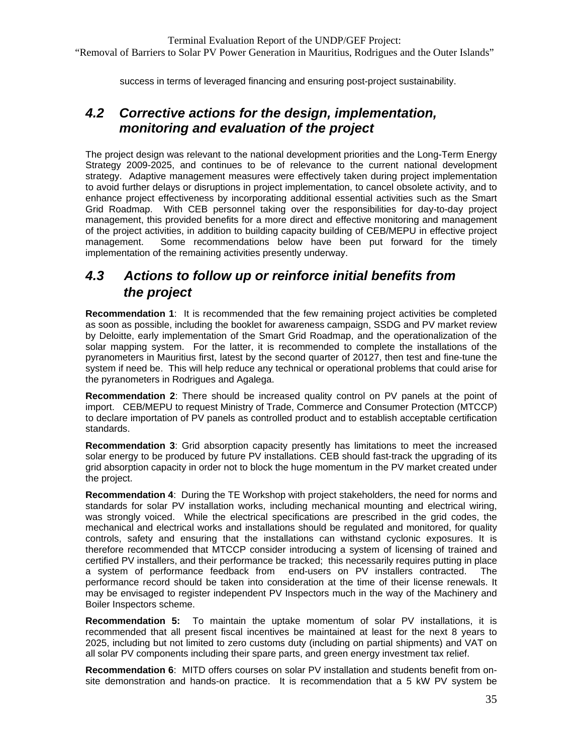success in terms of leveraged financing and ensuring post-project sustainability.

## *4.2 Corrective actions for the design, implementation, monitoring and evaluation of the project*

The project design was relevant to the national development priorities and the Long-Term Energy Strategy 2009-2025, and continues to be of relevance to the current national development strategy. Adaptive management measures were effectively taken during project implementation to avoid further delays or disruptions in project implementation, to cancel obsolete activity, and to enhance project effectiveness by incorporating additional essential activities such as the Smart Grid Roadmap. With CEB personnel taking over the responsibilities for day-to-day project management, this provided benefits for a more direct and effective monitoring and management of the project activities, in addition to building capacity building of CEB/MEPU in effective project management. Some recommendations below have been put forward for the timely implementation of the remaining activities presently underway.

## *4.3 Actions to follow up or reinforce initial benefits from the project*

**Recommendation 1**: It is recommended that the few remaining project activities be completed as soon as possible, including the booklet for awareness campaign, SSDG and PV market review by Deloitte, early implementation of the Smart Grid Roadmap, and the operationalization of the solar mapping system. For the latter, it is recommended to complete the installations of the pyranometers in Mauritius first, latest by the second quarter of 20127, then test and fine-tune the system if need be. This will help reduce any technical or operational problems that could arise for the pyranometers in Rodrigues and Agalega.

**Recommendation 2**: There should be increased quality control on PV panels at the point of import. CEB/MEPU to request Ministry of Trade, Commerce and Consumer Protection (MTCCP) to declare importation of PV panels as controlled product and to establish acceptable certification standards.

**Recommendation 3**: Grid absorption capacity presently has limitations to meet the increased solar energy to be produced by future PV installations. CEB should fast-track the upgrading of its grid absorption capacity in order not to block the huge momentum in the PV market created under the project.

**Recommendation 4**: During the TE Workshop with project stakeholders, the need for norms and standards for solar PV installation works, including mechanical mounting and electrical wiring, was strongly voiced. While the electrical specifications are prescribed in the grid codes, the mechanical and electrical works and installations should be regulated and monitored, for quality controls, safety and ensuring that the installations can withstand cyclonic exposures. It is therefore recommended that MTCCP consider introducing a system of licensing of trained and certified PV installers, and their performance be tracked; this necessarily requires putting in place a system of performance feedback from end-users on PV installers contracted. The performance record should be taken into consideration at the time of their license renewals. It may be envisaged to register independent PV Inspectors much in the way of the Machinery and Boiler Inspectors scheme.

**Recommendation 5:** To maintain the uptake momentum of solar PV installations, it is recommended that all present fiscal incentives be maintained at least for the next 8 years to 2025, including but not limited to zero customs duty (including on partial shipments) and VAT on all solar PV components including their spare parts, and green energy investment tax relief.

**Recommendation 6**: MITD offers courses on solar PV installation and students benefit from on-site demonstration and hands-on practice. It is recommendation that a 5 kW PV system be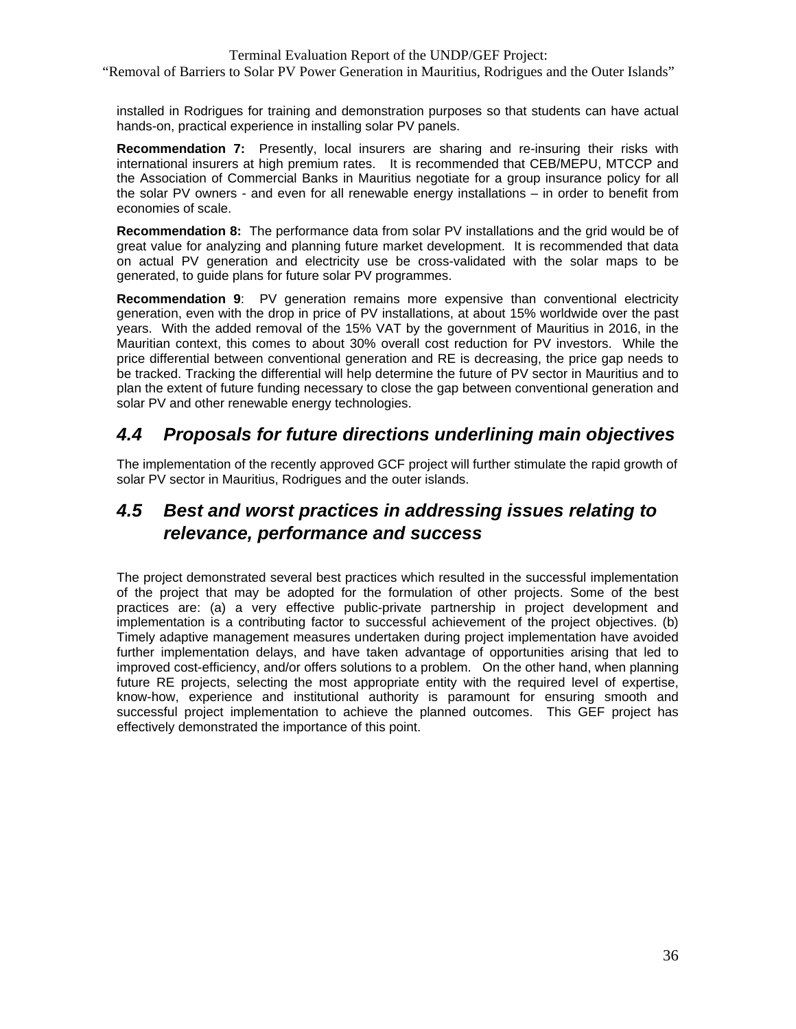installed in Rodrigues for training and demonstration purposes so that students can have actual hands-on, practical experience in installing solar PV panels.

**Recommendation 7:** Presently, local insurers are sharing and re-insuring their risks with international insurers at high premium rates. It is recommended that CEB/MEPU, MTCCP and the Association of Commercial Banks in Mauritius negotiate for a group insurance policy for all the solar PV owners - and even for all renewable energy installations – in order to benefit from economies of scale.

**Recommendation 8:** The performance data from solar PV installations and the grid would be of great value for analyzing and planning future market development. It is recommended that data on actual PV generation and electricity use be cross-validated with the solar maps to be generated, to guide plans for future solar PV programmes.

**Recommendation 9**: PV generation remains more expensive than conventional electricity generation, even with the drop in price of PV installations, at about 15% worldwide over the past years. With the added removal of the 15% VAT by the government of Mauritius in 2016, in the Mauritian context, this comes to about 30% overall cost reduction for PV investors. While the price differential between conventional generation and RE is decreasing, the price gap needs to be tracked. Tracking the differential will help determine the future of PV sector in Mauritius and to plan the extent of future funding necessary to close the gap between conventional generation and solar PV and other renewable energy technologies.

## *4.4 Proposals for future directions underlining main objectives*

The implementation of the recently approved GCF project will further stimulate the rapid growth of solar PV sector in Mauritius, Rodrigues and the outer islands.

## *4.5 Best and worst practices in addressing issues relating to relevance, performance and success*

The project demonstrated several best practices which resulted in the successful implementation of the project that may be adopted for the formulation of other projects. Some of the best practices are: (a) a very effective public-private partnership in project development and implementation is a contributing factor to successful achievement of the project objectives. (b) Timely adaptive management measures undertaken during project implementation have avoided further implementation delays, and have taken advantage of opportunities arising that led to improved cost-efficiency, and/or offers solutions to a problem. On the other hand, when planning future RE projects, selecting the most appropriate entity with the required level of expertise, know-how, experience and institutional authority is paramount for ensuring smooth and successful project implementation to achieve the planned outcomes. This GEF project has effectively demonstrated the importance of this point.